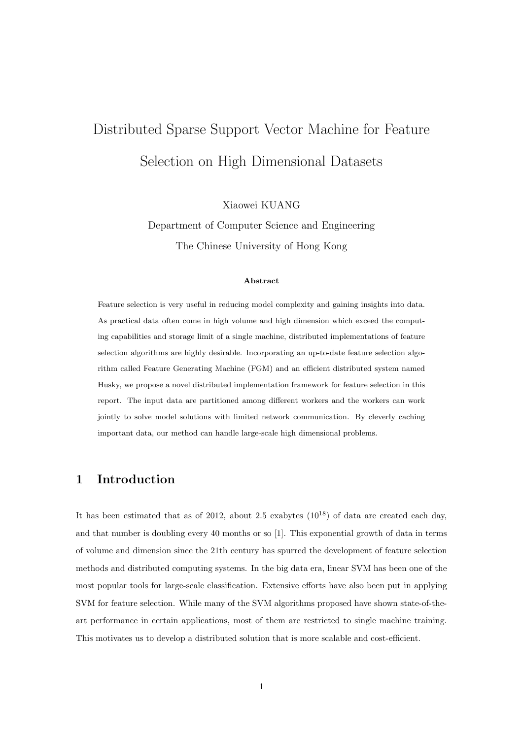# Distributed Sparse Support Vector Machine for Feature Selection on High Dimensional Datasets

Xiaowei KUANG

Department of Computer Science and Engineering

The Chinese University of Hong Kong

**Abstract**

Feature selection is very useful in reducing model complexity and gaining insights into data. As practical data often come in high volume and high dimension which exceed the computing capabilities and storage limit of a single machine, distributed implementations of feature selection algorithms are highly desirable. Incorporating an up-to-date feature selection algorithm called Feature Generating Machine (FGM) and an efficient distributed system named Husky, we propose a novel distributed implementation framework for feature selection in this report. The input data are partitioned among different workers and the workers can work jointly to solve model solutions with limited network communication. By cleverly caching important data, our method can handle large-scale high dimensional problems.

## 1 Introduction

It has been estimated that as of 2012, about 2.5 exabytes ($10^{18}$) of data are created each day, and that number is doubling every 40 months or so [1]. This exponential growth of data in terms of volume and dimension since the 21th century has spurred the development of feature selection methods and distributed computing systems. In the big data era, linear SVM has been one of the most popular tools for large-scale classification. Extensive efforts have also been put in applying SVM for feature selection. While many of the SVM algorithms proposed have shown state-of-the-art performance in certain applications, most of them are restricted to single machine training. This motivates us to develop a distributed solution that is more scalable and cost-efficient.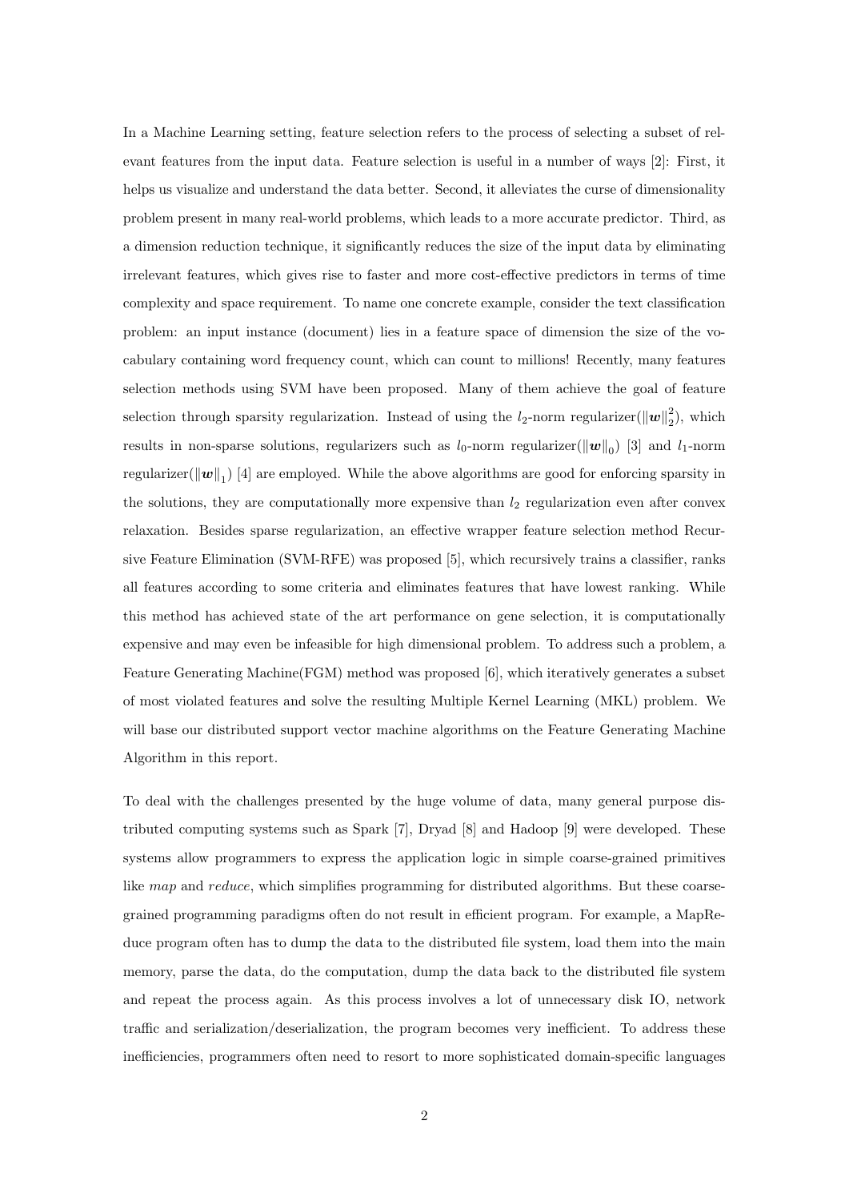In a Machine Learning setting, feature selection refers to the process of selecting a subset of relevant features from the input data. Feature selection is useful in a number of ways [2]: First, it helps us visualize and understand the data better. Second, it alleviates the curse of dimensionality problem present in many real-world problems, which leads to a more accurate predictor. Third, as a dimension reduction technique, it significantly reduces the size of the input data by eliminating irrelevant features, which gives rise to faster and more cost-effective predictors in terms of time complexity and space requirement. To name one concrete example, consider the text classification problem: an input instance (document) lies in a feature space of dimension the size of the vocabulary containing word frequency count, which can count to millions! Recently, many features selection methods using SVM have been proposed. Many of them achieve the goal of feature selection through sparsity regularization. Instead of using the $l_2$-norm regularizer($\|\boldsymbol{w}\|_2^2$), which results in non-sparse solutions, regularizers such as $l_0$-norm regularizer($\|\boldsymbol{w}\|_0$) [3] and $l_1$-norm regularizer($\|\boldsymbol{w}\|_1$) [4] are employed. While the above algorithms are good for enforcing sparsity in the solutions, they are computationally more expensive than $l_2$ regularization even after convex relaxation. Besides sparse regularization, an effective wrapper feature selection method Recursive Feature Elimination (SVM-RFE) was proposed [5], which recursively trains a classifier, ranks all features according to some criteria and eliminates features that have lowest ranking. While this method has achieved state of the art performance on gene selection, it is computationally expensive and may even be infeasible for high dimensional problem. To address such a problem, a Feature Generating Machine(FGM) method was proposed [6], which iteratively generates a subset of most violated features and solve the resulting Multiple Kernel Learning (MKL) problem. We will base our distributed support vector machine algorithms on the Feature Generating Machine Algorithm in this report.

To deal with the challenges presented by the huge volume of data, many general purpose distributed computing systems such as Spark [7], Dryad [8] and Hadoop [9] were developed. These systems allow programmers to express the application logic in simple coarse-grained primitives like *map* and *reduce*, which simplifies programming for distributed algorithms. But these coarse-grained programming paradigms often do not result in efficient program. For example, a MapReduce program often has to dump the data to the distributed file system, load them into the main memory, parse the data, do the computation, dump the data back to the distributed file system and repeat the process again. As this process involves a lot of unnecessary disk IO, network traffic and serialization/deserialization, the program becomes very inefficient. To address these inefficiencies, programmers often need to resort to more sophisticated domain-specific languages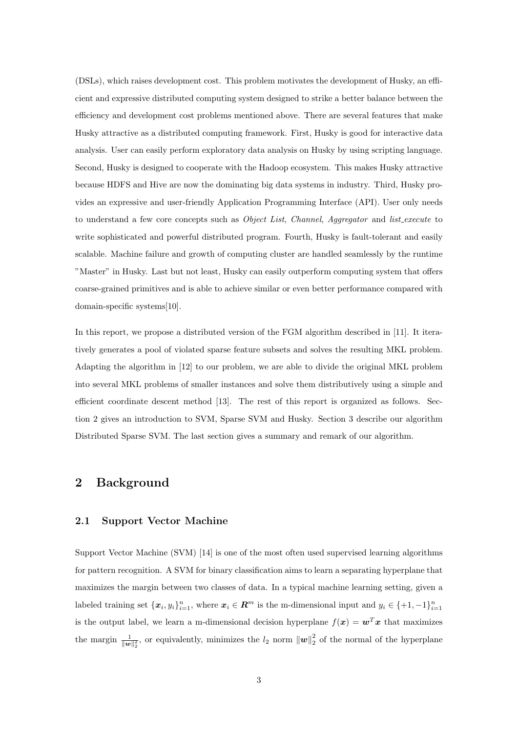(DSLs), which raises development cost. This problem motivates the development of Husky, an efficient and expressive distributed computing system designed to strike a better balance between the efficiency and development cost problems mentioned above. There are several features that make Husky attractive as a distributed computing framework. First, Husky is good for interactive data analysis. User can easily perform exploratory data analysis on Husky by using scripting language. Second, Husky is designed to cooperate with the Hadoop ecosystem. This makes Husky attractive because HDFS and Hive are now the dominating big data systems in industry. Third, Husky provides an expressive and user-friendly Application Programming Interface (API). User only needs to understand a few core concepts such as *Object List*, *Channel*, *Aggregator* and *list_execute* to write sophisticated and powerful distributed program. Fourth, Husky is fault-tolerant and easily scalable. Machine failure and growth of computing cluster are handled seamlessly by the runtime "Master" in Husky. Last but not least, Husky can easily outperform computing system that offers coarse-grained primitives and is able to achieve similar or even better performance compared with domain-specific systems[10].

In this report, we propose a distributed version of the FGM algorithm described in [11]. It iteratively generates a pool of violated sparse feature subsets and solves the resulting MKL problem. Adapting the algorithm in [12] to our problem, we are able to divide the original MKL problem into several MKL problems of smaller instances and solve them distributively using a simple and efficient coordinate descent method [13]. The rest of this report is organized as follows. Section 2 gives an introduction to SVM, Sparse SVM and Husky. Section 3 describe our algorithm Distributed Sparse SVM. The last section gives a summary and remark of our algorithm.

# 2 Background

## 2.1 Support Vector Machine

Support Vector Machine (SVM) [14] is one of the most often used supervised learning algorithms for pattern recognition. A SVM for binary classification aims to learn a separating hyperplane that maximizes the margin between two classes of data. In a typical machine learning setting, given a labeled training set $\{\boldsymbol{x}_i, y_i\}_{i=1}^n$, where $\boldsymbol{x}_i \in \boldsymbol{R}^m$ is the m-dimensional input and $y_i \in \{+1, -1\}_{i=1}^n$ is the output label, we learn a m-dimensional decision hyperplane $f(\boldsymbol{x}) = \boldsymbol{w}^T\boldsymbol{x}$ that maximizes the margin $\frac{1}{\|\boldsymbol{w}\|_2^2}$, or equivalently, minimizes the $l_2$ norm $\|\boldsymbol{w}\|_2^2$ of the normal of the hyperplane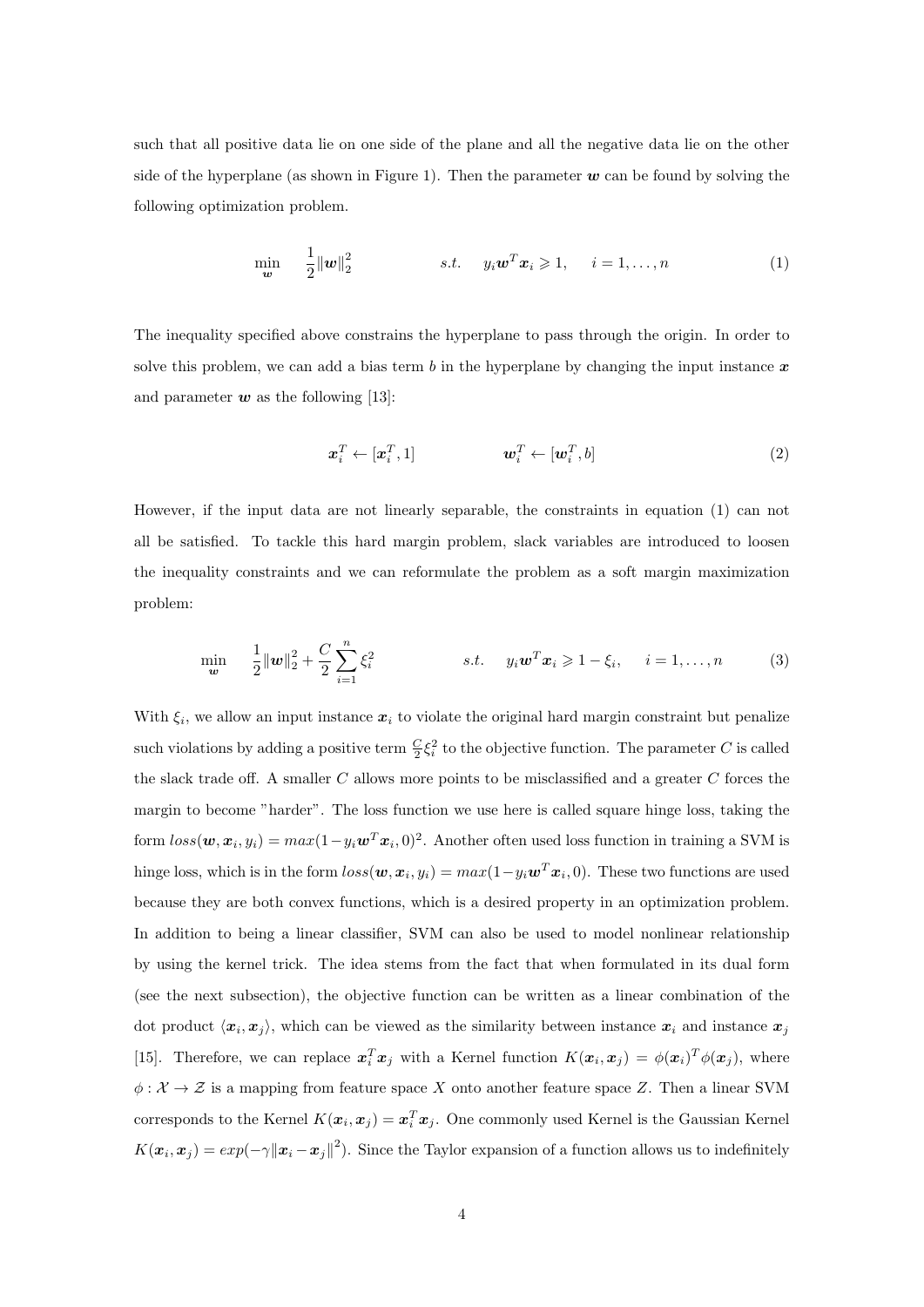such that all positive data lie on one side of the plane and all the negative data lie on the other side of the hyperplane (as shown in Figure 1). Then the parameter $\boldsymbol{w}$ can be found by solving the following optimization problem.

$$\min_{\boldsymbol{w}} \quad \frac{1}{2}\|\boldsymbol{w}\|_2^2 \qquad\qquad s.t. \quad y_i\boldsymbol{w}^T\boldsymbol{x}_i \geqslant 1, \quad i = 1, \ldots, n \tag{1}$$

The inequality specified above constrains the hyperplane to pass through the origin. In order to solve this problem, we can add a bias term $b$ in the hyperplane by changing the input instance $\boldsymbol{x}$ and parameter $\boldsymbol{w}$ as the following [13]:

$$\boldsymbol{x}_i^T \leftarrow [\boldsymbol{x}_i^T, 1] \qquad\qquad \boldsymbol{w}_i^T \leftarrow [\boldsymbol{w}_i^T, b] \tag{2}$$

However, if the input data are not linearly separable, the constraints in equation (1) can not all be satisfied. To tackle this hard margin problem, slack variables are introduced to loosen the inequality constraints and we can reformulate the problem as a soft margin maximization problem:

$$\min_{\boldsymbol{w}} \quad \frac{1}{2}\|\boldsymbol{w}\|_2^2 + \frac{C}{2}\sum_{i=1}^{n}\xi_i^2 \qquad\qquad s.t. \quad y_i\boldsymbol{w}^T\boldsymbol{x}_i \geqslant 1 - \xi_i, \quad i = 1, \ldots, n \tag{3}$$

With $\xi_i$, we allow an input instance $\boldsymbol{x}_i$ to violate the original hard margin constraint but penalize such violations by adding a positive term $\frac{C}{2}\xi_i^2$ to the objective function. The parameter $C$ is called the slack trade off. A smaller $C$ allows more points to be misclassified and a greater $C$ forces the margin to become "harder". The loss function we use here is called square hinge loss, taking the form $loss(\boldsymbol{w}, \boldsymbol{x}_i, y_i) = max(1 - y_i\boldsymbol{w}^T\boldsymbol{x}_i, 0)^2$. Another often used loss function in training a SVM is hinge loss, which is in the form $loss(\boldsymbol{w}, \boldsymbol{x}_i, y_i) = max(1 - y_i\boldsymbol{w}^T\boldsymbol{x}_i, 0)$. These two functions are used because they are both convex functions, which is a desired property in an optimization problem. In addition to being a linear classifier, SVM can also be used to model nonlinear relationship by using the kernel trick. The idea stems from the fact that when formulated in its dual form (see the next subsection), the objective function can be written as a linear combination of the dot product $\langle \boldsymbol{x}_i, \boldsymbol{x}_j \rangle$, which can be viewed as the similarity between instance $\boldsymbol{x}_i$ and instance $\boldsymbol{x}_j$ [15]. Therefore, we can replace $\boldsymbol{x}_i^T\boldsymbol{x}_j$ with a Kernel function $K(\boldsymbol{x}_i, \boldsymbol{x}_j) = \phi(\boldsymbol{x}_i)^T\phi(\boldsymbol{x}_j)$, where $\phi : \mathcal{X} \to \mathcal{Z}$ is a mapping from feature space $X$ onto another feature space $Z$. Then a linear SVM corresponds to the Kernel $K(\boldsymbol{x}_i, \boldsymbol{x}_j) = \boldsymbol{x}_i^T\boldsymbol{x}_j$. One commonly used Kernel is the Gaussian Kernel $K(\boldsymbol{x}_i, \boldsymbol{x}_j) = exp(-\gamma\|\boldsymbol{x}_i - \boldsymbol{x}_j\|^2)$. Since the Taylor expansion of a function allows us to indefinitely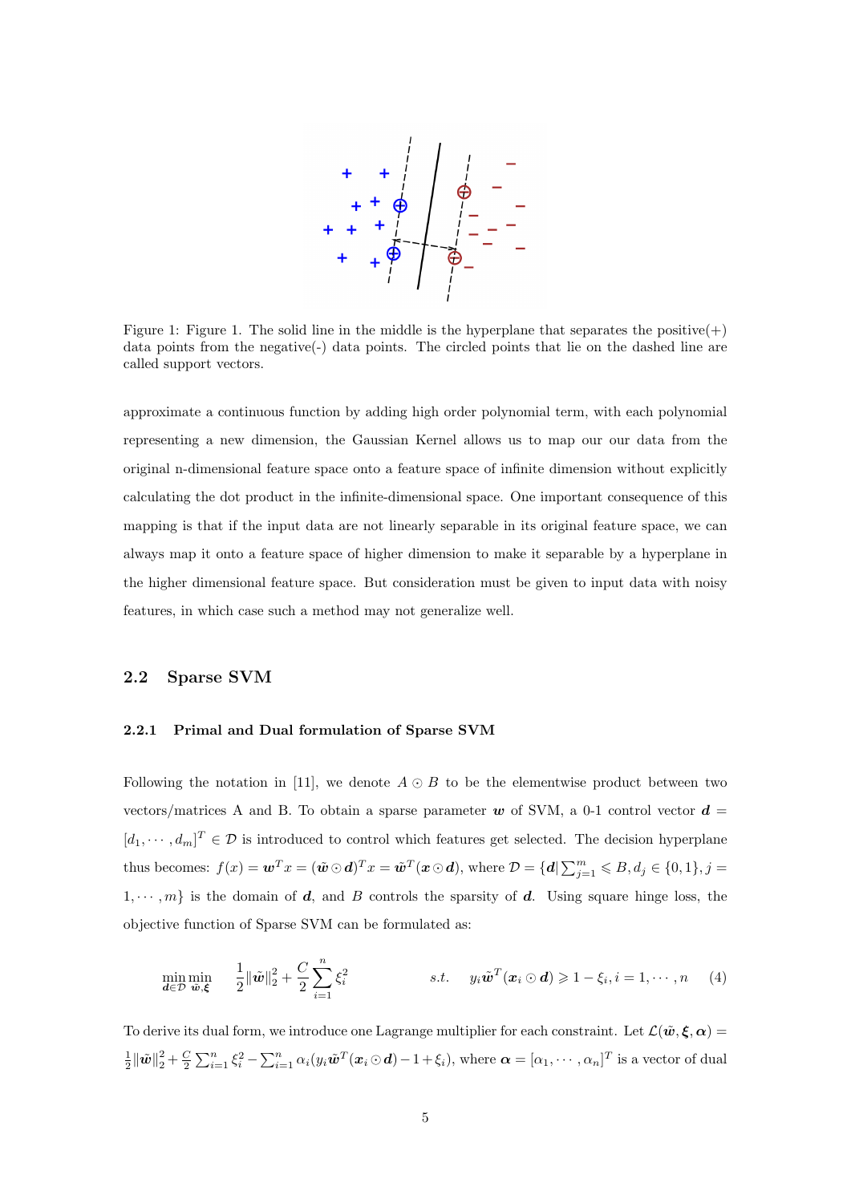Figure 1: Figure 1. The solid line in the middle is the hyperplane that separates the positive(+) data points from the negative(-) data points. The circled points that lie on the dashed line are called support vectors.

approximate a continuous function by adding high order polynomial term, with each polynomial representing a new dimension, the Gaussian Kernel allows us to map our our data from the original n-dimensional feature space onto a feature space of infinite dimension without explicitly calculating the dot product in the infinite-dimensional space. One important consequence of this mapping is that if the input data are not linearly separable in its original feature space, we can always map it onto a feature space of higher dimension to make it separable by a hyperplane in the higher dimensional feature space. But consideration must be given to input data with noisy features, in which case such a method may not generalize well.

## 2.2 Sparse SVM

### 2.2.1 Primal and Dual formulation of Sparse SVM

Following the notation in [11], we denote $A \odot B$ to be the elementwise product between two vectors/matrices A and B. To obtain a sparse parameter $\boldsymbol{w}$ of SVM, a 0-1 control vector $\boldsymbol{d} = [d_1, \cdots, d_m]^T \in \mathcal{D}$ is introduced to control which features get selected. The decision hyperplane thus becomes: $f(x) = \boldsymbol{w}^T x = (\tilde{\boldsymbol{w}} \odot \boldsymbol{d})^T x = \tilde{\boldsymbol{w}}^T(\boldsymbol{x} \odot \boldsymbol{d})$, where $\mathcal{D} = \{\boldsymbol{d} | \sum_{j=1}^{m} \leqslant B, d_j \in \{0,1\}, j = 1, \cdots, m\}$ is the domain of $\boldsymbol{d}$, and $B$ controls the sparsity of $\boldsymbol{d}$. Using square hinge loss, the objective function of Sparse SVM can be formulated as:

$$\min_{\boldsymbol{d} \in \mathcal{D}} \min_{\tilde{\boldsymbol{w}}, \boldsymbol{\xi}} \quad \frac{1}{2}\|\tilde{\boldsymbol{w}}\|_2^2 + \frac{C}{2}\sum_{i=1}^{n} \xi_i^2 \qquad s.t. \quad y_i \tilde{\boldsymbol{w}}^T(\boldsymbol{x}_i \odot \boldsymbol{d}) \geqslant 1 - \xi_i, i = 1, \cdots, n \tag{4}$$

To derive its dual form, we introduce one Lagrange multiplier for each constraint. Let $\mathcal{L}(\tilde{\boldsymbol{w}}, \boldsymbol{\xi}, \boldsymbol{\alpha}) = \frac{1}{2}\|\tilde{\boldsymbol{w}}\|_2^2 + \frac{C}{2}\sum_{i=1}^{n} \xi_i^2 - \sum_{i=1}^{n} \alpha_i(y_i \tilde{\boldsymbol{w}}^T(\boldsymbol{x}_i \odot \boldsymbol{d}) - 1 + \xi_i)$, where $\boldsymbol{\alpha} = [\alpha_1, \cdots, \alpha_n]^T$ is a vector of dual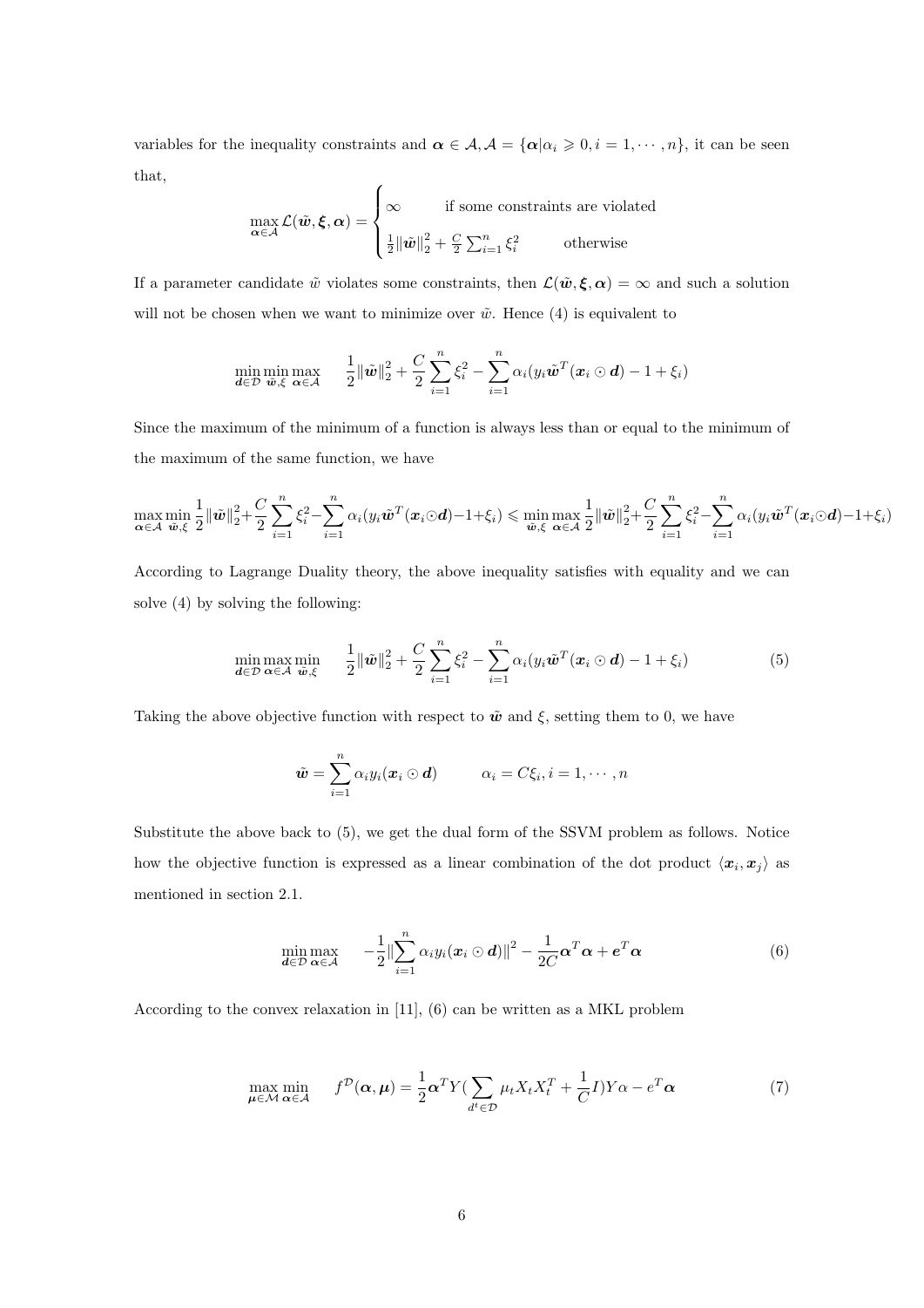variables for the inequality constraints and $\boldsymbol{\alpha} \in \mathcal{A}, \mathcal{A} = \{\boldsymbol{\alpha} | \alpha_i \geqslant 0, i = 1, \cdots, n\}$, it can be seen that,

$$\max_{\boldsymbol{\alpha} \in \mathcal{A}} \mathcal{L}(\tilde{\boldsymbol{w}}, \boldsymbol{\xi}, \boldsymbol{\alpha}) = \begin{cases} \infty & \text{if some constraints are violated} \\ \frac{1}{2}\|\tilde{\boldsymbol{w}}\|_2^2 + \frac{C}{2}\sum_{i=1}^n \xi_i^2 & \text{otherwise} \end{cases}$$

If a parameter candidate $\tilde{w}$ violates some constraints, then $\mathcal{L}(\tilde{\boldsymbol{w}}, \boldsymbol{\xi}, \boldsymbol{\alpha}) = \infty$ and such a solution will not be chosen when we want to minimize over $\tilde{w}$. Hence (4) is equivalent to

$$\min_{\boldsymbol{d} \in \mathcal{D}} \min_{\tilde{\boldsymbol{w}}, \xi} \max_{\boldsymbol{\alpha} \in \mathcal{A}} \quad \frac{1}{2}\|\tilde{\boldsymbol{w}}\|_2^2 + \frac{C}{2}\sum_{i=1}^n \xi_i^2 - \sum_{i=1}^n \alpha_i (y_i \tilde{\boldsymbol{w}}^T (\boldsymbol{x}_i \odot \boldsymbol{d}) - 1 + \xi_i)$$

Since the maximum of the minimum of a function is always less than or equal to the minimum of the maximum of the same function, we have

$$\max_{\boldsymbol{\alpha} \in \mathcal{A}} \min_{\tilde{\boldsymbol{w}}, \xi} \frac{1}{2}\|\tilde{\boldsymbol{w}}\|_2^2 + \frac{C}{2}\sum_{i=1}^n \xi_i^2 - \sum_{i=1}^n \alpha_i (y_i \tilde{\boldsymbol{w}}^T (\boldsymbol{x}_i \odot \boldsymbol{d}) - 1 + \xi_i) \leqslant \min_{\tilde{\boldsymbol{w}}, \xi} \max_{\boldsymbol{\alpha} \in \mathcal{A}} \frac{1}{2}\|\tilde{\boldsymbol{w}}\|_2^2 + \frac{C}{2}\sum_{i=1}^n \xi_i^2 - \sum_{i=1}^n \alpha_i (y_i \tilde{\boldsymbol{w}}^T (\boldsymbol{x}_i \odot \boldsymbol{d}) - 1 + \xi_i)$$

According to Lagrange Duality theory, the above inequality satisfies with equality and we can solve (4) by solving the following:

$$\min_{\boldsymbol{d} \in \mathcal{D}} \max_{\boldsymbol{\alpha} \in \mathcal{A}} \min_{\tilde{\boldsymbol{w}}, \xi} \quad \frac{1}{2}\|\tilde{\boldsymbol{w}}\|_2^2 + \frac{C}{2}\sum_{i=1}^n \xi_i^2 - \sum_{i=1}^n \alpha_i (y_i \tilde{\boldsymbol{w}}^T (\boldsymbol{x}_i \odot \boldsymbol{d}) - 1 + \xi_i) \tag{5}$$

Taking the above objective function with respect to $\tilde{\boldsymbol{w}}$ and $\xi$, setting them to 0, we have

$$\tilde{\boldsymbol{w}} = \sum_{i=1}^n \alpha_i y_i (\boldsymbol{x}_i \odot \boldsymbol{d}) \qquad \alpha_i = C\xi_i, i = 1, \cdots, n$$

Substitute the above back to (5), we get the dual form of the SSVM problem as follows. Notice how the objective function is expressed as a linear combination of the dot product $\langle \boldsymbol{x}_i, \boldsymbol{x}_j \rangle$ as mentioned in section 2.1.

$$\min_{\boldsymbol{d} \in \mathcal{D}} \max_{\boldsymbol{\alpha} \in \mathcal{A}} \quad -\frac{1}{2}\|\sum_{i=1}^n \alpha_i y_i (\boldsymbol{x}_i \odot \boldsymbol{d})\|^2 - \frac{1}{2C}\boldsymbol{\alpha}^T \boldsymbol{\alpha} + \boldsymbol{e}^T \boldsymbol{\alpha} \tag{6}$$

According to the convex relaxation in [11], (6) can be written as a MKL problem

$$\max_{\boldsymbol{\mu} \in \mathcal{M}} \min_{\boldsymbol{\alpha} \in \mathcal{A}} \quad f^{\mathcal{D}}(\boldsymbol{\alpha}, \boldsymbol{\mu}) = \frac{1}{2}\boldsymbol{\alpha}^T Y (\sum_{d^t \in \mathcal{D}} \mu_t X_t X_t^T + \frac{1}{C} I) Y \alpha - e^T \boldsymbol{\alpha} \tag{7}$$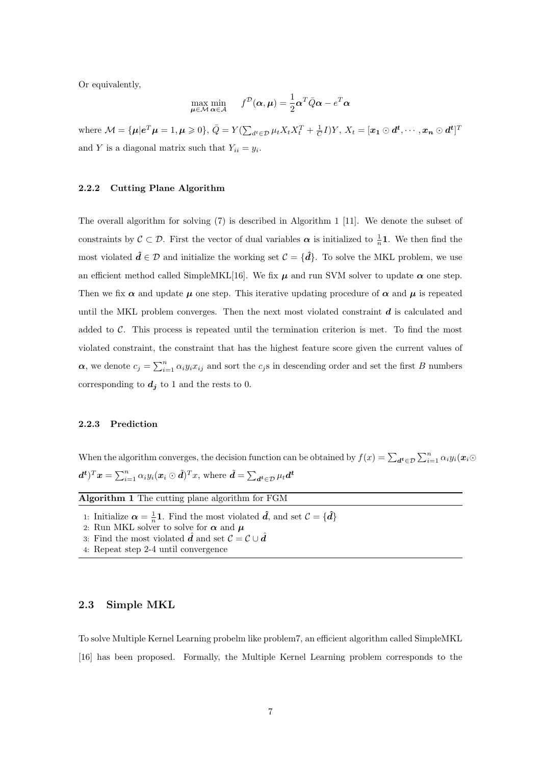Or equivalently,

$$\max_{\boldsymbol{\mu}\in\mathcal{M}} \min_{\boldsymbol{\alpha}\in\mathcal{A}} \quad f^{\mathcal{D}}(\boldsymbol{\alpha},\boldsymbol{\mu}) = \frac{1}{2}\boldsymbol{\alpha}^T\bar{Q}\boldsymbol{\alpha} - e^T\boldsymbol{\alpha}$$

where $\mathcal{M} = \{\boldsymbol{\mu}|\boldsymbol{e}^T\boldsymbol{\mu} = 1, \boldsymbol{\mu} \geqslant 0\}$, $\bar{Q} = Y(\sum_{d^t\in\mathcal{D}} \mu_t X_t X_t^T + \frac{1}{C}I)Y$, $X_t = [\boldsymbol{x_1} \odot \boldsymbol{d^t}, \cdots, \boldsymbol{x_n} \odot \boldsymbol{d^t}]^T$ and $Y$ is a diagonal matrix such that $Y_{ii} = y_i$.

### 2.2.2 Cutting Plane Algorithm

The overall algorithm for solving (7) is described in Algorithm 1 [11]. We denote the subset of constraints by $\mathcal{C} \subset \mathcal{D}$. First the vector of dual variables $\boldsymbol{\alpha}$ is initialized to $\frac{1}{n}\mathbf{1}$. We then find the most violated $\hat{\boldsymbol{d}} \in \mathcal{D}$ and initialize the working set $\mathcal{C} = \{\hat{\boldsymbol{d}}\}$. To solve the MKL problem, we use an efficient method called SimpleMKL[16]. We fix $\boldsymbol{\mu}$ and run SVM solver to update $\boldsymbol{\alpha}$ one step. Then we fix $\boldsymbol{\alpha}$ and update $\boldsymbol{\mu}$ one step. This iterative updating procedure of $\boldsymbol{\alpha}$ and $\boldsymbol{\mu}$ is repeated until the MKL problem converges. Then the next most violated constraint $\boldsymbol{d}$ is calculated and added to $\mathcal{C}$. This process is repeated until the termination criterion is met. To find the most violated constraint, the constraint that has the highest feature score given the current values of $\boldsymbol{\alpha}$, we denote $c_j = \sum_{i=1}^n \alpha_i y_i x_{ij}$ and sort the $c_j$s in descending order and set the first $B$ numbers corresponding to $\boldsymbol{d_j}$ to 1 and the rests to 0.

### 2.2.3 Prediction

When the algorithm converges, the decision function can be obtained by $f(x) = \sum_{\boldsymbol{d^t}\in\mathcal{D}} \sum_{i=1}^n \alpha_i y_i (\boldsymbol{x}_i \odot \boldsymbol{d^t})^T \boldsymbol{x} = \sum_{i=1}^n \alpha_i y_i (\boldsymbol{x}_i \odot \tilde{\boldsymbol{d}})^T x$, where $\tilde{\boldsymbol{d}} = \sum_{\boldsymbol{d^t}\in\mathcal{D}} \mu_t \boldsymbol{d^t}$

**Algorithm 1** The cutting plane algorithm for FGM

1: Initialize $\boldsymbol{\alpha} = \frac{1}{n}\mathbf{1}$. Find the most violated $\hat{\boldsymbol{d}}$, and set $\mathcal{C} = \{\hat{\boldsymbol{d}}\}$
2: Run MKL solver to solve for $\boldsymbol{\alpha}$ and $\boldsymbol{\mu}$
3: Find the most violated $\hat{\boldsymbol{d}}$ and set $\mathcal{C} = \mathcal{C} \cup \hat{\boldsymbol{d}}$
4: Repeat step 2-4 until convergence

## 2.3 Simple MKL

To solve Multiple Kernel Learning probelm like problem7, an efficient algorithm called SimpleMKL [16] has been proposed. Formally, the Multiple Kernel Learning problem corresponds to the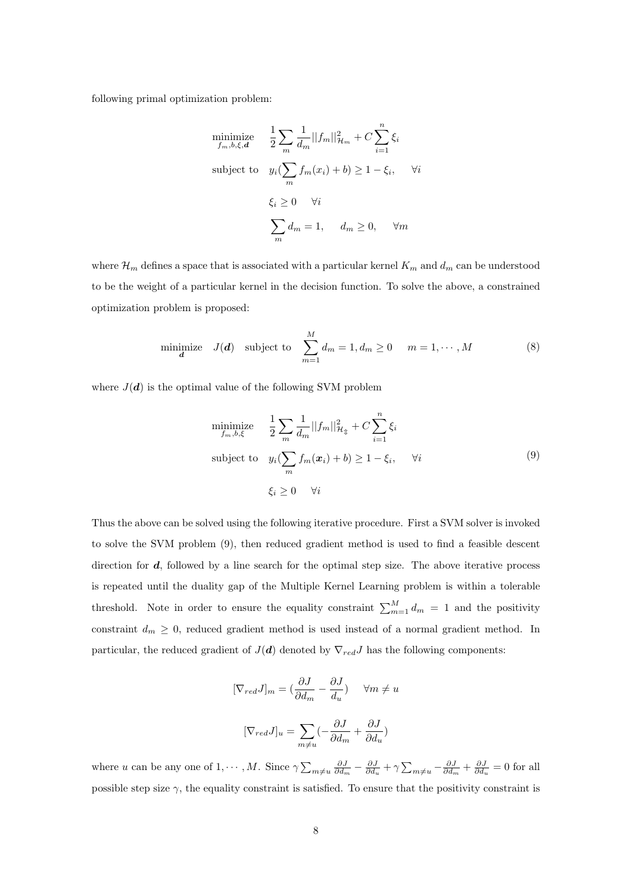following primal optimization problem:

$$
\begin{aligned}
\underset{f_m, b, \xi, \boldsymbol{d}}{\text{minimize}} \quad & \frac{1}{2}\sum_m \frac{1}{d_m}||f_m||^2_{\mathcal{H}_m} + C\sum_{i=1}^{n}\xi_i \\
\text{subject to} \quad & y_i(\sum_m f_m(x_i) + b) \geq 1 - \xi_i, \quad \forall i \\
& \xi_i \geq 0 \quad \forall i \\
& \sum_m d_m = 1, \quad d_m \geq 0, \quad \forall m
\end{aligned}
$$

where $\mathcal{H}_m$ defines a space that is associated with a particular kernel $K_m$ and $d_m$ can be understood to be the weight of a particular kernel in the decision function. To solve the above, a constrained optimization problem is proposed:

$$
\underset{\boldsymbol{d}}{\text{minimize}} \quad J(\boldsymbol{d}) \quad \text{subject to} \quad \sum_{m=1}^{M} d_m = 1, d_m \geq 0 \quad m = 1, \cdots, M \tag{8}
$$

where $J(\boldsymbol{d})$ is the optimal value of the following SVM problem

$$
\begin{aligned}
\underset{f_m, b, \xi}{\text{minimize}} \quad & \frac{1}{2}\sum_m \frac{1}{d_m}||f_m||^2_{\mathcal{H}_\Updownarrow} + C\sum_{i=1}^{n}\xi_i \\
\text{subject to} \quad & y_i(\sum_m f_m(\boldsymbol{x}_i) + b) \geq 1 - \xi_i, \quad \forall i \\
& \xi_i \geq 0 \quad \forall i
\end{aligned} \tag{9}
$$

Thus the above can be solved using the following iterative procedure. First a SVM solver is invoked to solve the SVM problem (9), then reduced gradient method is used to find a feasible descent direction for $\boldsymbol{d}$, followed by a line search for the optimal step size. The above iterative process is repeated until the duality gap of the Multiple Kernel Learning problem is within a tolerable threshold. Note in order to ensure the equality constraint $\sum_{m=1}^{M} d_m = 1$ and the positivity constraint $d_m \geq 0$, reduced gradient method is used instead of a normal gradient method. In particular, the reduced gradient of $J(\boldsymbol{d})$ denoted by $\nabla_{red}J$ has the following components:

$$
[\nabla_{red}J]_m = (\frac{\partial J}{\partial d_m} - \frac{\partial J}{d_u}) \quad \forall m \neq u
$$

$$
[\nabla_{red}J]_u = \sum_{m \neq u}(-\frac{\partial J}{\partial d_m} + \frac{\partial J}{\partial d_u})
$$

where $u$ can be any one of $1, \cdots, M$. Since $\gamma\sum_{m \neq u}\frac{\partial J}{\partial d_m} - \frac{\partial J}{\partial d_u} + \gamma\sum_{m \neq u} -\frac{\partial J}{\partial d_m} + \frac{\partial J}{\partial d_u} = 0$ for all possible step size $\gamma$, the equality constraint is satisfied. To ensure that the positivity constraint is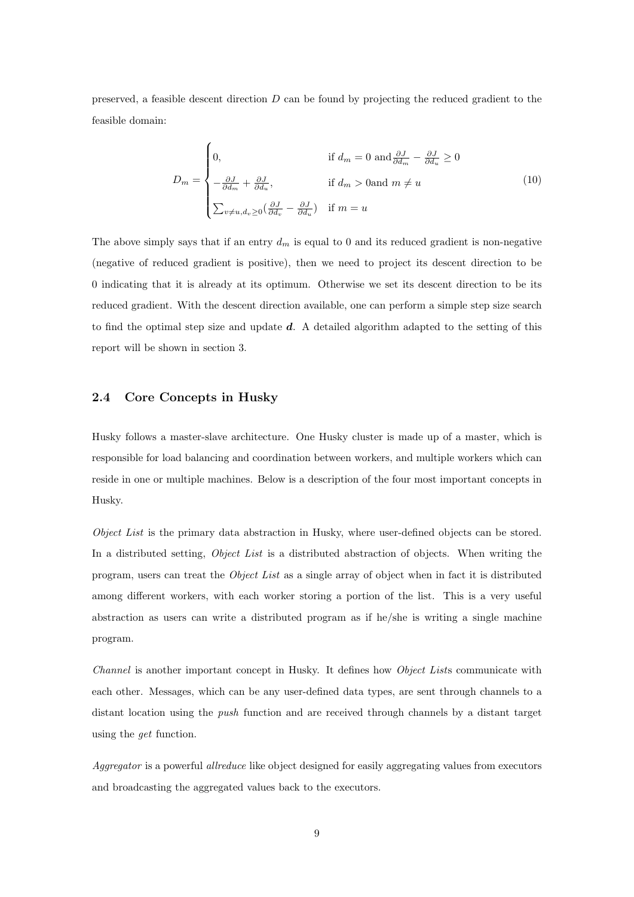preserved, a feasible descent direction $D$ can be found by projecting the reduced gradient to the feasible domain:

$$
D_m = \begin{cases} 0, & \text{if } d_m = 0 \text{ and} \frac{\partial J}{\partial d_m} - \frac{\partial J}{\partial d_u} \geq 0 \\ -\frac{\partial J}{\partial d_m} + \frac{\partial J}{\partial d_u}, & \text{if } d_m > 0 \text{and } m \neq u \\ \sum_{v \neq u, d_v \geq 0} (\frac{\partial J}{\partial d_v} - \frac{\partial J}{\partial d_u}) & \text{if } m = u \end{cases} \tag{10}
$$

The above simply says that if an entry $d_m$ is equal to 0 and its reduced gradient is non-negative (negative of reduced gradient is positive), then we need to project its descent direction to be 0 indicating that it is already at its optimum. Otherwise we set its descent direction to be its reduced gradient. With the descent direction available, one can perform a simple step size search to find the optimal step size and update $\boldsymbol{d}$. A detailed algorithm adapted to the setting of this report will be shown in section 3.

## 2.4 Core Concepts in Husky

Husky follows a master-slave architecture. One Husky cluster is made up of a master, which is responsible for load balancing and coordination between workers, and multiple workers which can reside in one or multiple machines. Below is a description of the four most important concepts in Husky.

*Object List* is the primary data abstraction in Husky, where user-defined objects can be stored. In a distributed setting, *Object List* is a distributed abstraction of objects. When writing the program, users can treat the *Object List* as a single array of object when in fact it is distributed among different workers, with each worker storing a portion of the list. This is a very useful abstraction as users can write a distributed program as if he/she is writing a single machine program.

*Channel* is another important concept in Husky. It defines how *Object List*s communicate with each other. Messages, which can be any user-defined data types, are sent through channels to a distant location using the *push* function and are received through channels by a distant target using the *get* function.

*Aggregator* is a powerful *allreduce* like object designed for easily aggregating values from executors and broadcasting the aggregated values back to the executors.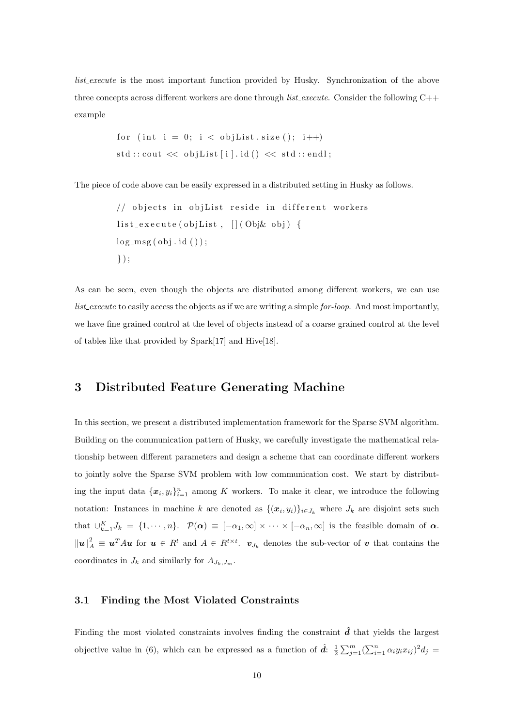*list_execute* is the most important function provided by Husky. Synchronization of the above three concepts across different workers are done through *list_execute*. Consider the following C++ example

```
for (int i = 0; i < objList.size(); i++)
std::cout << objList[i].id() << std::endl;
```

The piece of code above can be easily expressed in a distributed setting in Husky as follows.

```
// objects in objList reside in different workers
list_execute(objList, [](Obj& obj) {
log_msg(obj.id());
});
```

As can be seen, even though the objects are distributed among different workers, we can use *list_execute* to easily access the objects as if we are writing a simple *for-loop*. And most importantly, we have fine grained control at the level of objects instead of a coarse grained control at the level of tables like that provided by Spark[17] and Hive[18].

## 3 Distributed Feature Generating Machine

In this section, we present a distributed implementation framework for the Sparse SVM algorithm. Building on the communication pattern of Husky, we carefully investigate the mathematical relationship between different parameters and design a scheme that can coordinate different workers to jointly solve the Sparse SVM problem with low communication cost. We start by distributing the input data $\{\boldsymbol{x}_i, y_i\}_{i=1}^n$ among $K$ workers. To make it clear, we introduce the following notation: Instances in machine $k$ are denoted as $\{(\boldsymbol{x}_i, y_i)\}_{i \in J_k}$ where $J_k$ are disjoint sets such that $\cup_{k=1}^K J_k = \{1, \cdots, n\}$. $\mathcal{P}(\boldsymbol{\alpha}) \equiv [-\alpha_1, \infty] \times \cdots \times [-\alpha_n, \infty]$ is the feasible domain of $\boldsymbol{\alpha}$. $\|\boldsymbol{u}\|_A^2 \equiv \boldsymbol{u}^T A \boldsymbol{u}$ for $\boldsymbol{u} \in R^t$ and $A \in R^{t \times t}$. $\boldsymbol{v}_{J_k}$ denotes the sub-vector of $\boldsymbol{v}$ that contains the coordinates in $J_k$ and similarly for $A_{J_k, J_m}$.

### 3.1 Finding the Most Violated Constraints

Finding the most violated constraints involves finding the constraint $\hat{\boldsymbol{d}}$ that yields the largest objective value in (6), which can be expressed as a function of $\hat{\boldsymbol{d}}$: $\frac{1}{2}\sum_{j=1}^m (\sum_{i=1}^n \alpha_i y_i x_{ij})^2 d_j =$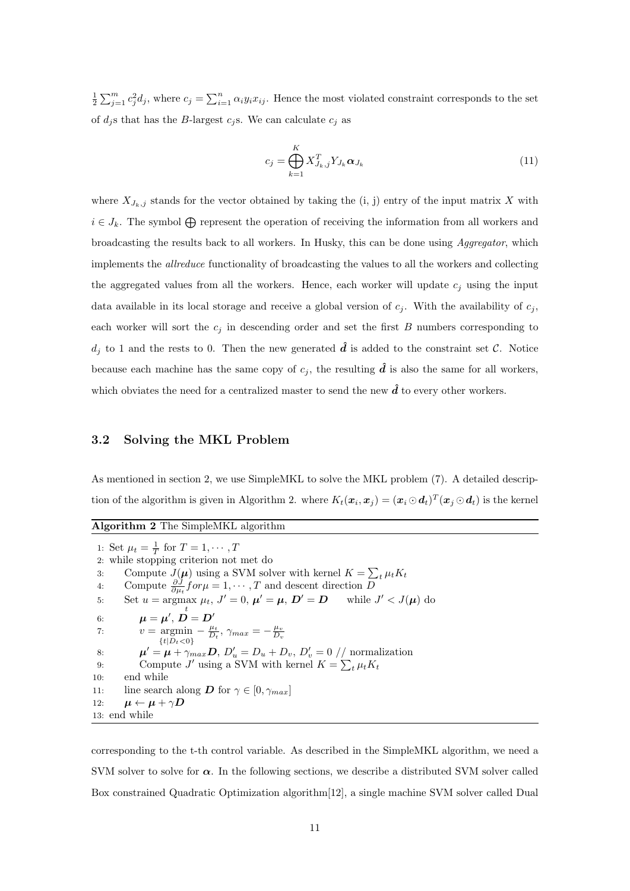$\frac{1}{2}\sum_{j=1}^{m} c_j^2 d_j$, where $c_j = \sum_{i=1}^{n} \alpha_i y_i x_{ij}$. Hence the most violated constraint corresponds to the set of $d_j$s that has the $B$-largest $c_j$s. We can calculate $c_j$ as

$$c_j = \bigoplus_{k=1}^{K} X_{J_k,j}^T Y_{J_k} \boldsymbol{\alpha}_{J_k} \tag{11}$$

where $X_{J_k,j}$ stands for the vector obtained by taking the (i, j) entry of the input matrix $X$ with $i \in J_k$. The symbol $\bigoplus$ represent the operation of receiving the information from all workers and broadcasting the results back to all workers. In Husky, this can be done using *Aggregator*, which implements the *allreduce* functionality of broadcasting the values to all the workers and collecting the aggregated values from all the workers. Hence, each worker will update $c_j$ using the input data available in its local storage and receive a global version of $c_j$. With the availability of $c_j$, each worker will sort the $c_j$ in descending order and set the first $B$ numbers corresponding to $d_j$ to 1 and the rests to 0. Then the new generated $\hat{\boldsymbol{d}}$ is added to the constraint set $\mathcal{C}$. Notice because each machine has the same copy of $c_j$, the resulting $\hat{\boldsymbol{d}}$ is also the same for all workers, which obviates the need for a centralized master to send the new $\hat{\boldsymbol{d}}$ to every other workers.

### 3.2 Solving the MKL Problem

As mentioned in section 2, we use SimpleMKL to solve the MKL problem (7). A detailed description of the algorithm is given in Algorithm 2. where $K_t(\boldsymbol{x}_i, \boldsymbol{x}_j) = (\boldsymbol{x}_i \odot \boldsymbol{d}_t)^T (\boldsymbol{x}_j \odot \boldsymbol{d}_t)$ is the kernel

**Algorithm 2** The SimpleMKL algorithm

1: Set $\mu_t = \frac{1}{T}$ for $T = 1, \cdots, T$
2: while stopping criterion not met do
3: Compute $J(\boldsymbol{\mu})$ using a SVM solver with kernel $K = \sum_t \mu_t K_t$
4: Compute $\frac{\partial J}{\partial \mu_t} for \mu = 1, \cdots, T$ and descent direction $D$
5: Set $u = \underset{t}{\text{argmax}}\ \mu_t$, $J' = 0$, $\boldsymbol{\mu}' = \boldsymbol{\mu}$, $\boldsymbol{D}' = \boldsymbol{D}$ while $J' < J(\boldsymbol{\mu})$ do
6: $\boldsymbol{\mu} = \boldsymbol{\mu}'$, $\boldsymbol{D} = \boldsymbol{D}'$
7: $v = \underset{\{t|D_t<0\}}{\text{argmin}} -\frac{\mu_t}{D_t}$, $\gamma_{max} = -\frac{\mu_v}{D_v}$
8: $\boldsymbol{\mu}' = \boldsymbol{\mu} + \gamma_{max}\boldsymbol{D}$, $D'_u = D_u + D_v$, $D'_v = 0$ // normalization
9: Compute $J'$ using a SVM with kernel $K = \sum_t \mu_t K_t$
10: end while
11: line search along $\boldsymbol{D}$ for $\gamma \in [0, \gamma_{max}]$
12: $\boldsymbol{\mu} \leftarrow \boldsymbol{\mu} + \gamma \boldsymbol{D}$
13: end while

corresponding to the t-th control variable. As described in the SimpleMKL algorithm, we need a SVM solver to solve for $\boldsymbol{\alpha}$. In the following sections, we describe a distributed SVM solver called Box constrained Quadratic Optimization algorithm[12], a single machine SVM solver called Dual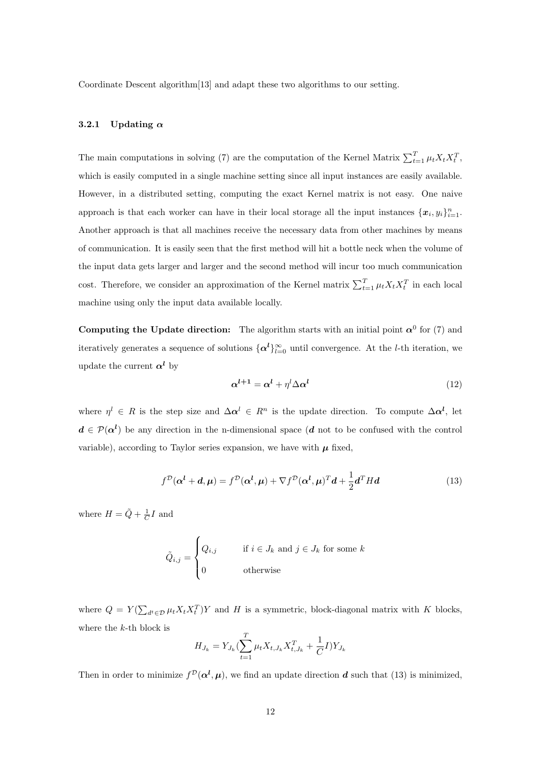Coordinate Descent algorithm[13] and adapt these two algorithms to our setting.

### 3.2.1 Updating $\boldsymbol{\alpha}$

The main computations in solving (7) are the computation of the Kernel Matrix $\sum_{t=1}^{T} \mu_t X_t X_t^T$, which is easily computed in a single machine setting since all input instances are easily available. However, in a distributed setting, computing the exact Kernel matrix is not easy. One naive approach is that each worker can have in their local storage all the input instances $\{\boldsymbol{x}_i, y_i\}_{i=1}^n$. Another approach is that all machines receive the necessary data from other machines by means of communication. It is easily seen that the first method will hit a bottle neck when the volume of the input data gets larger and larger and the second method will incur too much communication cost. Therefore, we consider an approximation of the Kernel matrix $\sum_{t=1}^{T} \mu_t X_t X_t^T$ in each local machine using only the input data available locally.

**Computing the Update direction:** The algorithm starts with an initial point $\boldsymbol{\alpha}^0$ for (7) and iteratively generates a sequence of solutions $\{\boldsymbol{\alpha^l}\}_{l=0}^{\infty}$ until convergence. At the $l$-th iteration, we update the current $\boldsymbol{\alpha^l}$ by

$$\boldsymbol{\alpha^{l+1}} = \boldsymbol{\alpha^l} + \eta^l \Delta \boldsymbol{\alpha^l} \tag{12}$$

where $\eta^l \in R$ is the step size and $\Delta \boldsymbol{\alpha}^l \in R^n$ is the update direction. To compute $\Delta \boldsymbol{\alpha^l}$, let $\boldsymbol{d} \in \mathcal{P}(\boldsymbol{\alpha^l})$ be any direction in the n-dimensional space ($\boldsymbol{d}$ not to be confused with the control variable), according to Taylor series expansion, we have with $\boldsymbol{\mu}$ fixed,

$$f^{\mathcal{D}}(\boldsymbol{\alpha^l} + \boldsymbol{d}, \boldsymbol{\mu}) = f^{\mathcal{D}}(\boldsymbol{\alpha^l}, \boldsymbol{\mu}) + \nabla f^{\mathcal{D}}(\boldsymbol{\alpha^l}, \boldsymbol{\mu})^T \boldsymbol{d} + \frac{1}{2} \boldsymbol{d}^T H \boldsymbol{d} \tag{13}$$

where $H = \tilde{Q} + \frac{1}{C} I$ and

$$\tilde{Q}_{i,j} = \begin{cases} Q_{i,j} & \text{if } i \in J_k \text{ and } j \in J_k \text{ for some } k \\ 0 & \text{otherwise} \end{cases}$$

where $Q = Y(\sum_{d^t \in \mathcal{D}} \mu_t X_t X_t^T) Y$ and $H$ is a symmetric, block-diagonal matrix with $K$ blocks, where the $k$-th block is

$$H_{J_k} = Y_{J_k} \left(\sum_{t=1}^{T} \mu_t X_{t,J_k} X_{t,J_k}^T + \frac{1}{C} I\right) Y_{J_k}$$

Then in order to minimize $f^{\mathcal{D}}(\boldsymbol{\alpha^l}, \boldsymbol{\mu})$, we find an update direction $\boldsymbol{d}$ such that (13) is minimized,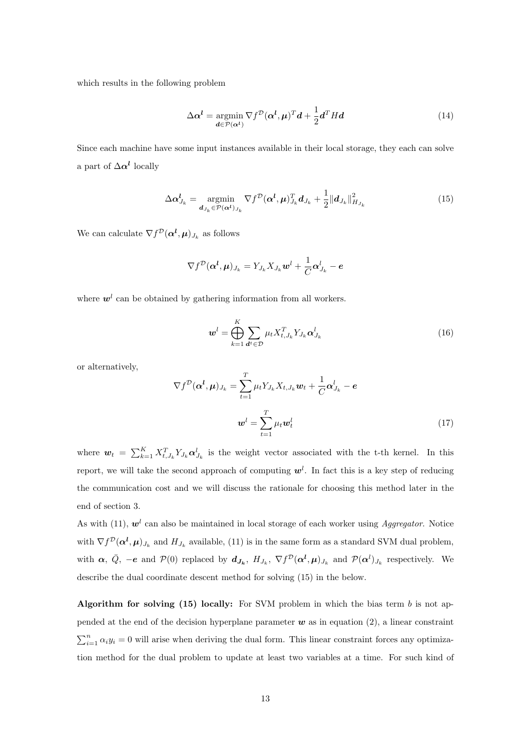which results in the following problem

$$\Delta\boldsymbol{\alpha}^{\boldsymbol{l}} = \underset{\boldsymbol{d}\in\mathcal{P}(\boldsymbol{\alpha}^{\boldsymbol{l}})}{\operatorname{argmin}} \nabla f^{\mathcal{D}}(\boldsymbol{\alpha}^{\boldsymbol{l}},\boldsymbol{\mu})^T\boldsymbol{d} + \frac{1}{2}\boldsymbol{d}^T H\boldsymbol{d} \tag{14}$$

Since each machine have some input instances available in their local storage, they each can solve a part of $\Delta\boldsymbol{\alpha}^{\boldsymbol{l}}$ locally

$$\Delta\boldsymbol{\alpha}^{\boldsymbol{l}}_{J_k} = \underset{\boldsymbol{d}_{J_k}\in\mathcal{P}(\boldsymbol{\alpha}^{\boldsymbol{l}})_{J_k}}{\operatorname{argmin}} \nabla f^{\mathcal{D}}(\boldsymbol{\alpha}^{\boldsymbol{l}},\boldsymbol{\mu})^T_{J_k}\boldsymbol{d}_{J_k} + \frac{1}{2}\|\boldsymbol{d}_{J_k}\|^2_{H_{J_k}} \tag{15}$$

We can calculate $\nabla f^{\mathcal{D}}(\boldsymbol{\alpha}^{\boldsymbol{l}},\boldsymbol{\mu})_{J_k}$ as follows

$$\nabla f^{\mathcal{D}}(\boldsymbol{\alpha}^{\boldsymbol{l}},\boldsymbol{\mu})_{J_k} = Y_{J_k}X_{J_k}\boldsymbol{w}^l + \frac{1}{C}\boldsymbol{\alpha}^l_{J_k} - \boldsymbol{e}$$

where $\boldsymbol{w}^l$ can be obtained by gathering information from all workers.

$$\boldsymbol{w}^l = \bigoplus_{k=1}^{K}\sum_{\boldsymbol{d}^t\in\mathcal{D}} \mu_t X^T_{t,J_k}Y_{J_k}\boldsymbol{\alpha}^l_{J_k} \tag{16}$$

or alternatively,

$$\nabla f^{\mathcal{D}}(\boldsymbol{\alpha}^{\boldsymbol{l}},\boldsymbol{\mu})_{J_k} = \sum_{t=1}^{T}\mu_t Y_{J_k}X_{t,J_k}\boldsymbol{w}_t + \frac{1}{C}\boldsymbol{\alpha}^l_{J_k} - \boldsymbol{e}$$

$$\boldsymbol{w}^l = \sum_{t=1}^{T}\mu_t\boldsymbol{w}^l_t \tag{17}$$

where $\boldsymbol{w}_t = \sum_{k=1}^{K} X^T_{t,J_k}Y_{J_k}\boldsymbol{\alpha}^l_{J_k}$ is the weight vector associated with the t-th kernel. In this report, we will take the second approach of computing $\boldsymbol{w}^l$. In fact this is a key step of reducing the communication cost and we will discuss the rationale for choosing this method later in the end of section 3.

As with (11), $\boldsymbol{w}^l$ can also be maintained in local storage of each worker using *Aggregator*. Notice with $\nabla f^{\mathcal{D}}(\boldsymbol{\alpha}^{\boldsymbol{l}},\boldsymbol{\mu})_{J_k}$ and $H_{J_k}$ available, (11) is in the same form as a standard SVM dual problem, with $\boldsymbol{\alpha}$, $\bar{Q}$, $-\boldsymbol{e}$ and $\mathcal{P}(0)$ replaced by $\boldsymbol{d}_{\boldsymbol{J_k}}$, $H_{J_k}$, $\nabla f^{\mathcal{D}}(\boldsymbol{\alpha}^{\boldsymbol{l}},\boldsymbol{\mu})_{J_k}$ and $\mathcal{P}(\boldsymbol{\alpha}^l)_{J_k}$ respectively. We describe the dual coordinate descent method for solving (15) in the below.

**Algorithm for solving (15) locally:** For SVM problem in which the bias term $b$ is not appended at the end of the decision hyperplane parameter $\boldsymbol{w}$ as in equation (2), a linear constraint $\sum_{i=1}^{n}\alpha_i y_i = 0$ will arise when deriving the dual form. This linear constraint forces any optimization method for the dual problem to update at least two variables at a time. For such kind of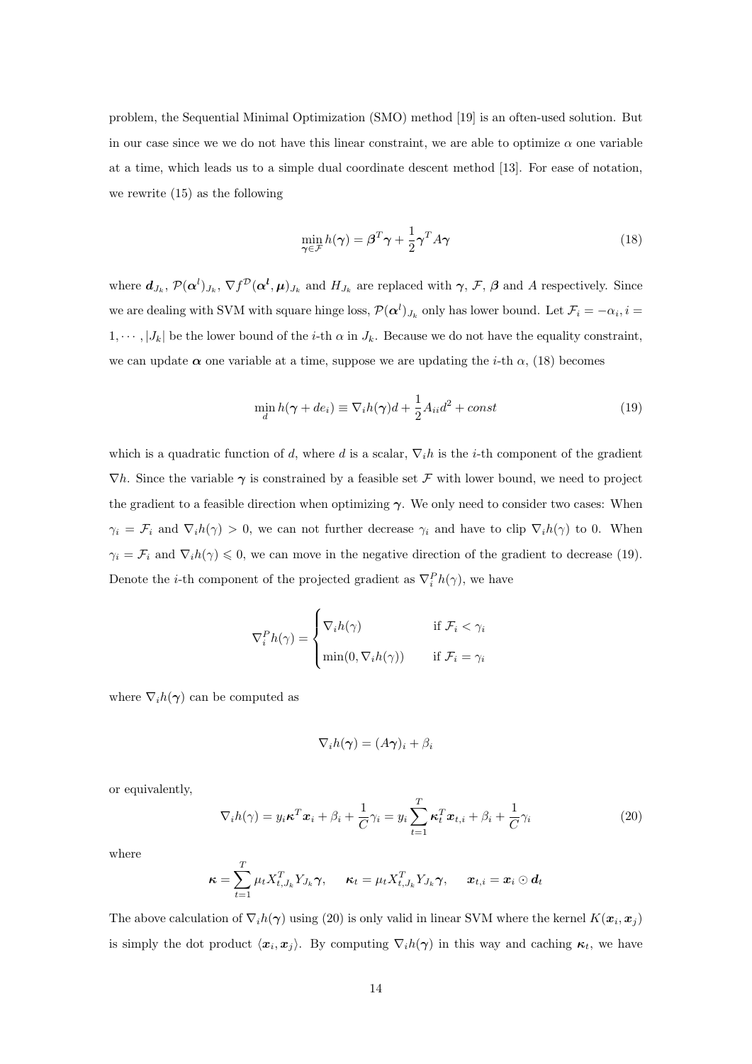problem, the Sequential Minimal Optimization (SMO) method [19] is an often-used solution. But in our case since we we do not have this linear constraint, we are able to optimize $\alpha$ one variable at a time, which leads us to a simple dual coordinate descent method [13]. For ease of notation, we rewrite (15) as the following

$$\min_{\boldsymbol{\gamma} \in \mathcal{F}} h(\boldsymbol{\gamma}) = \boldsymbol{\beta}^T \boldsymbol{\gamma} + \frac{1}{2} \boldsymbol{\gamma}^T A \boldsymbol{\gamma} \tag{18}$$

where $\boldsymbol{d}_{J_k}$, $\mathcal{P}(\boldsymbol{\alpha}^l)_{J_k}$, $\nabla f^{\mathcal{D}}(\boldsymbol{\alpha^l}, \boldsymbol{\mu})_{J_k}$ and $H_{J_k}$ are replaced with $\boldsymbol{\gamma}$, $\mathcal{F}$, $\boldsymbol{\beta}$ and $A$ respectively. Since we are dealing with SVM with square hinge loss, $\mathcal{P}(\boldsymbol{\alpha}^l)_{J_k}$ only has lower bound. Let $\mathcal{F}_i = -\alpha_i, i = 1, \cdots, |J_k|$ be the lower bound of the $i$-th $\alpha$ in $J_k$. Because we do not have the equality constraint, we can update $\boldsymbol{\alpha}$ one variable at a time, suppose we are updating the $i$-th $\alpha$, (18) becomes

$$\min_{d} h(\boldsymbol{\gamma} + de_i) \equiv \nabla_i h(\boldsymbol{\gamma}) d + \frac{1}{2} A_{ii} d^2 + const \tag{19}$$

which is a quadratic function of $d$, where $d$ is a scalar, $\nabla_i h$ is the $i$-th component of the gradient $\nabla h$. Since the variable $\boldsymbol{\gamma}$ is constrained by a feasible set $\mathcal{F}$ with lower bound, we need to project the gradient to a feasible direction when optimizing $\boldsymbol{\gamma}$. We only need to consider two cases: When $\gamma_i = \mathcal{F}_i$ and $\nabla_i h(\gamma) > 0$, we can not further decrease $\gamma_i$ and have to clip $\nabla_i h(\gamma)$ to 0. When $\gamma_i = \mathcal{F}_i$ and $\nabla_i h(\gamma) \leqslant 0$, we can move in the negative direction of the gradient to decrease (19). Denote the $i$-th component of the projected gradient as $\nabla_i^P h(\gamma)$, we have

$$\nabla_i^P h(\gamma) = \begin{cases} \nabla_i h(\gamma) & \text{if } \mathcal{F}_i < \gamma_i \\ \min(0, \nabla_i h(\gamma)) & \text{if } \mathcal{F}_i = \gamma_i \end{cases}$$

where $\nabla_i h(\boldsymbol{\gamma})$ can be computed as

$$\nabla_i h(\boldsymbol{\gamma}) = (A\boldsymbol{\gamma})_i + \beta_i$$

or equivalently,

$$\nabla_i h(\gamma) = y_i \boldsymbol{\kappa}^T \boldsymbol{x}_i + \beta_i + \frac{1}{C}\gamma_i = y_i \sum_{t=1}^{T} \boldsymbol{\kappa}_t^T \boldsymbol{x}_{t,i} + \beta_i + \frac{1}{C}\gamma_i \tag{20}$$

where

$$\boldsymbol{\kappa} = \sum_{t=1}^{T} \mu_t X_{t,J_k}^T Y_{J_k} \boldsymbol{\gamma}, \qquad \boldsymbol{\kappa}_t = \mu_t X_{t,J_k}^T Y_{J_k} \boldsymbol{\gamma}, \qquad \boldsymbol{x}_{t,i} = \boldsymbol{x}_i \odot \boldsymbol{d}_t$$

The above calculation of $\nabla_i h(\boldsymbol{\gamma})$ using (20) is only valid in linear SVM where the kernel $K(\boldsymbol{x}_i, \boldsymbol{x}_j)$ is simply the dot product $\langle \boldsymbol{x}_i, \boldsymbol{x}_j \rangle$. By computing $\nabla_i h(\boldsymbol{\gamma})$ in this way and caching $\boldsymbol{\kappa}_t$, we have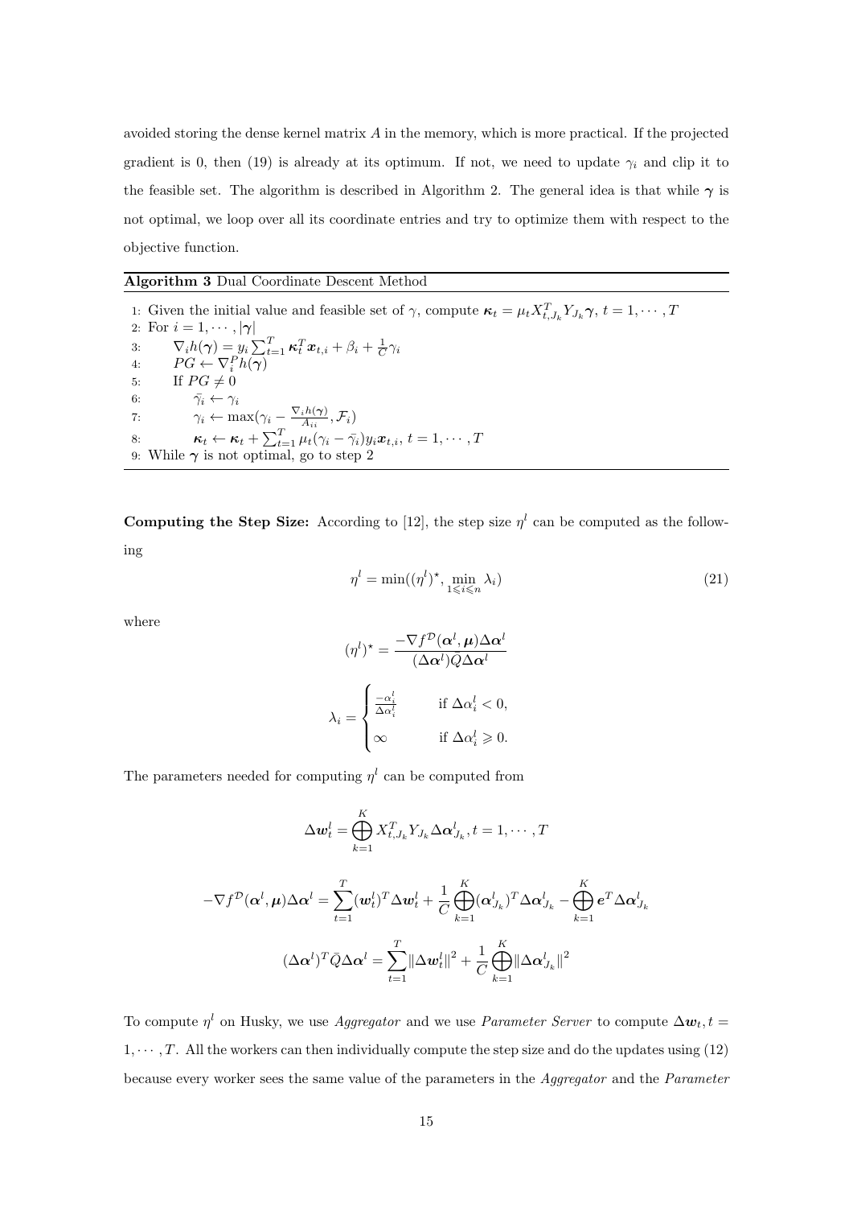avoided storing the dense kernel matrix $A$ in the memory, which is more practical. If the projected gradient is 0, then (19) is already at its optimum. If not, we need to update $\gamma_i$ and clip it to the feasible set. The algorithm is described in Algorithm 2. The general idea is that while $\boldsymbol{\gamma}$ is not optimal, we loop over all its coordinate entries and try to optimize them with respect to the objective function.

**Algorithm 3** Dual Coordinate Descent Method

1: Given the initial value and feasible set of $\gamma$, compute $\boldsymbol{\kappa}_t = \mu_t X_{t,J_k}^T Y_{J_k} \boldsymbol{\gamma}$, $t = 1, \cdots, T$
2: For $i = 1, \cdots, |\boldsymbol{\gamma}|$
3: $\quad \nabla_i h(\boldsymbol{\gamma}) = y_i \sum_{t=1}^{T} \boldsymbol{\kappa}_t^T \boldsymbol{x}_{t,i} + \beta_i + \frac{1}{C}\gamma_i$
4: $\quad PG \leftarrow \nabla_i^P h(\boldsymbol{\gamma})$
5: $\quad$ If $PG \neq 0$
6: $\quad\quad \bar{\gamma_i} \leftarrow \gamma_i$
7: $\quad\quad \gamma_i \leftarrow \max(\gamma_i - \frac{\nabla_i h(\boldsymbol{\gamma})}{A_{ii}}, \mathcal{F}_i)$
8: $\quad\quad \boldsymbol{\kappa}_t \leftarrow \boldsymbol{\kappa}_t + \sum_{t=1}^{T} \mu_t (\gamma_i - \bar{\gamma_i}) y_i \boldsymbol{x}_{t,i}$, $t = 1, \cdots, T$
9: While $\boldsymbol{\gamma}$ is not optimal, go to step 2

**Computing the Step Size:** According to [12], the step size $\eta^l$ can be computed as the following

$$\eta^l = \min((\eta^l)^\star, \min_{1 \leqslant i \leqslant n} \lambda_i) \tag{21}$$

where

$$(\eta^l)^\star = \frac{-\nabla f^{\mathcal{D}}(\boldsymbol{\alpha}^l, \boldsymbol{\mu}) \Delta \boldsymbol{\alpha}^l}{(\Delta \boldsymbol{\alpha}^l) \bar{Q} \Delta \boldsymbol{\alpha}^l}$$

$$\lambda_i = \begin{cases} \frac{-\alpha_i^l}{\Delta \alpha_i^l} & \text{if } \Delta \alpha_i^l < 0, \\ \infty & \text{if } \Delta \alpha_i^l \geqslant 0. \end{cases}$$

The parameters needed for computing $\eta^l$ can be computed from

$$\Delta \boldsymbol{w}_t^l = \bigoplus_{k=1}^{K} X_{t,J_k}^T Y_{J_k} \Delta \boldsymbol{\alpha}_{J_k}^l, t = 1, \cdots, T$$

$$-\nabla f^{\mathcal{D}}(\boldsymbol{\alpha}^l, \boldsymbol{\mu}) \Delta \boldsymbol{\alpha}^l = \sum_{t=1}^{T} (\boldsymbol{w}_t^l)^T \Delta \boldsymbol{w}_t^l + \frac{1}{C} \bigoplus_{k=1}^{K} (\boldsymbol{\alpha}_{J_k}^l)^T \Delta \boldsymbol{\alpha}_{J_k}^l - \bigoplus_{k=1}^{K} \boldsymbol{e}^T \Delta \boldsymbol{\alpha}_{J_k}^l$$

$$(\Delta \boldsymbol{\alpha}^l)^T \bar{Q} \Delta \boldsymbol{\alpha}^l = \sum_{t=1}^{T} \|\Delta \boldsymbol{w}_t^l\|^2 + \frac{1}{C} \bigoplus_{k=1}^{K} \|\Delta \boldsymbol{\alpha}_{J_k}^l\|^2$$

To compute $\eta^l$ on Husky, we use *Aggregator* and we use *Parameter Server* to compute $\Delta \boldsymbol{w}_t, t = 1, \cdots, T$. All the workers can then individually compute the step size and do the updates using (12) because every worker sees the same value of the parameters in the *Aggregator* and the *Parameter*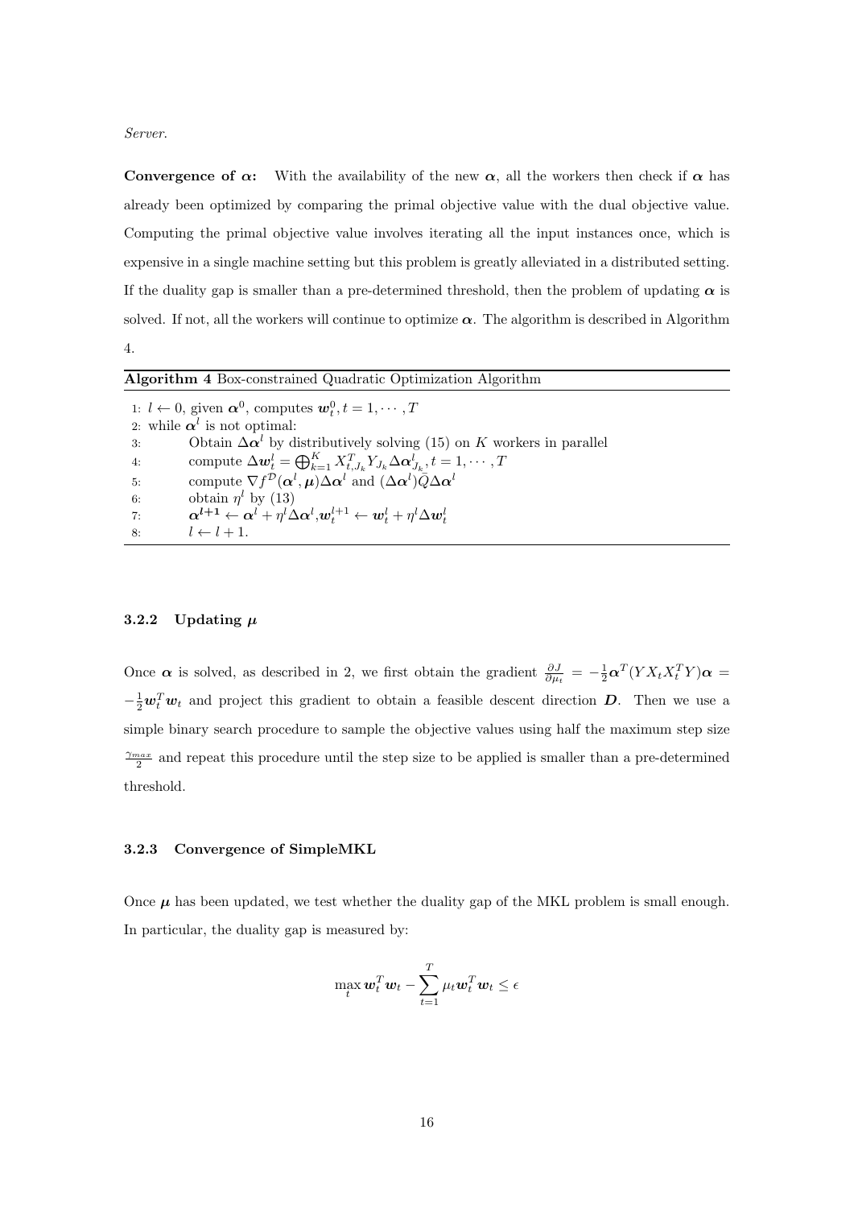*Server.*

**Convergence of $\boldsymbol{\alpha}$:** With the availability of the new $\boldsymbol{\alpha}$, all the workers then check if $\boldsymbol{\alpha}$ has already been optimized by comparing the primal objective value with the dual objective value. Computing the primal objective value involves iterating all the input instances once, which is expensive in a single machine setting but this problem is greatly alleviated in a distributed setting. If the duality gap is smaller than a pre-determined threshold, then the problem of updating $\boldsymbol{\alpha}$ is solved. If not, all the workers will continue to optimize $\boldsymbol{\alpha}$. The algorithm is described in Algorithm 4.

**Algorithm 4** Box-constrained Quadratic Optimization Algorithm

1: $l \leftarrow 0$, given $\boldsymbol{\alpha}^0$, computes $\boldsymbol{w}_t^0, t = 1, \cdots, T$
2: while $\boldsymbol{\alpha}^l$ is not optimal:
3: Obtain $\Delta\boldsymbol{\alpha}^l$ by distributively solving (15) on $K$ workers in parallel
4: compute $\Delta\boldsymbol{w}_t^l = \bigoplus_{k=1}^K X_{t,J_k}^T Y_{J_k} \Delta\boldsymbol{\alpha}_{J_k}^l, t = 1, \cdots, T$
5: compute $\nabla f^{\mathcal{D}}(\boldsymbol{\alpha}^l, \boldsymbol{\mu})\Delta\boldsymbol{\alpha}^l$ and $(\Delta\boldsymbol{\alpha}^l)\bar{Q}\Delta\boldsymbol{\alpha}^l$
6: obtain $\eta^l$ by (13)
7: $\boldsymbol{\alpha}^{l+1} \leftarrow \boldsymbol{\alpha}^l + \eta^l \Delta\boldsymbol{\alpha}^l, \boldsymbol{w}_t^{l+1} \leftarrow \boldsymbol{w}_t^l + \eta^l \Delta\boldsymbol{w}_t^l$
8: $l \leftarrow l + 1$.

### 3.2.2 Updating $\boldsymbol{\mu}$

Once $\boldsymbol{\alpha}$ is solved, as described in 2, we first obtain the gradient $\frac{\partial J}{\partial \mu_t} = -\frac{1}{2}\boldsymbol{\alpha}^T(YX_tX_t^TY)\boldsymbol{\alpha} = -\frac{1}{2}\boldsymbol{w}_t^T\boldsymbol{w}_t$ and project this gradient to obtain a feasible descent direction $\boldsymbol{D}$. Then we use a simple binary search procedure to sample the objective values using half the maximum step size $\frac{\gamma_{max}}{2}$ and repeat this procedure until the step size to be applied is smaller than a pre-determined threshold.

### 3.2.3 Convergence of SimpleMKL

Once $\boldsymbol{\mu}$ has been updated, we test whether the duality gap of the MKL problem is small enough. In particular, the duality gap is measured by:

$$\max_t \boldsymbol{w}_t^T\boldsymbol{w}_t - \sum_{t=1}^T \mu_t \boldsymbol{w}_t^T\boldsymbol{w}_t \leq \epsilon$$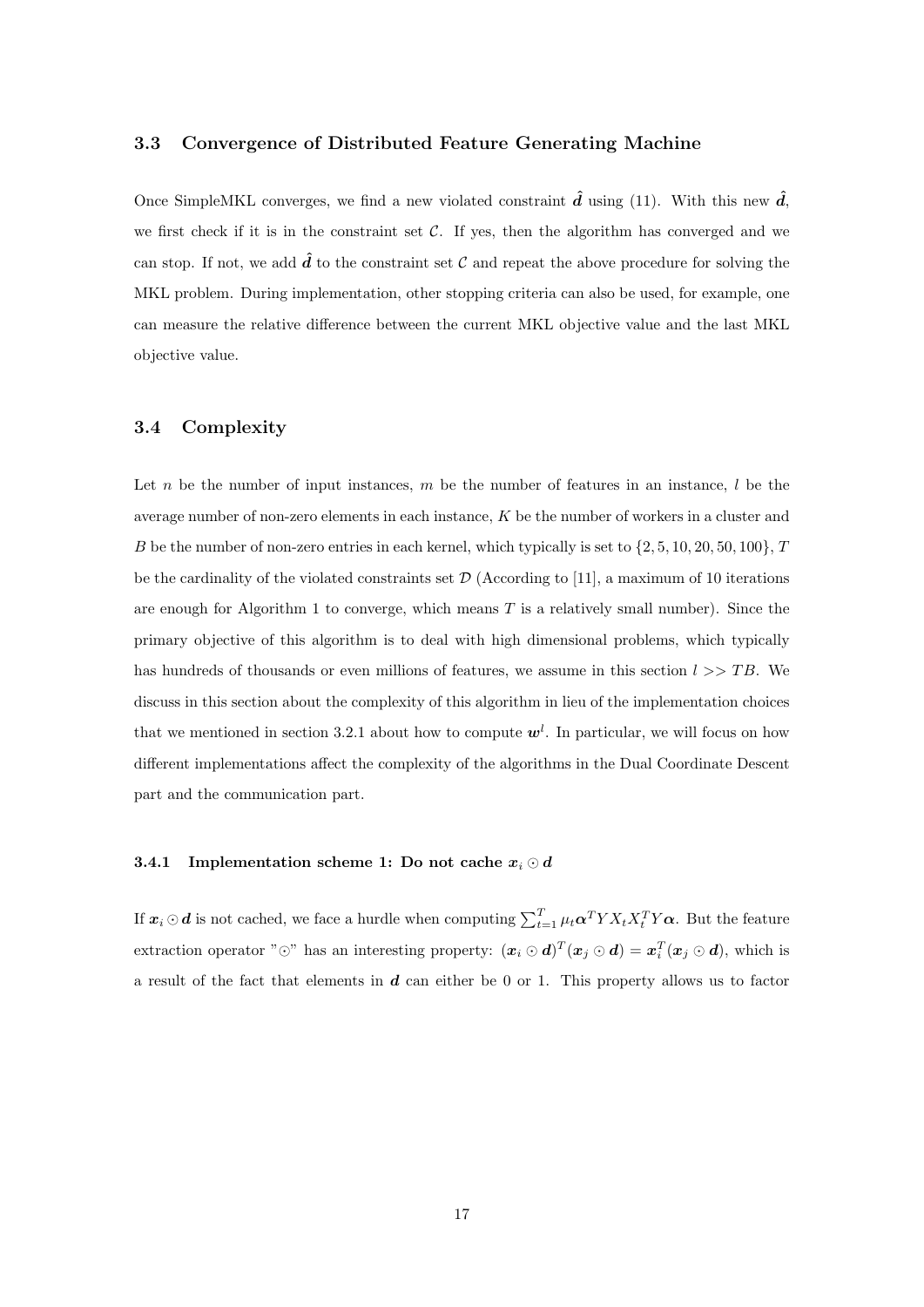### 3.3 Convergence of Distributed Feature Generating Machine

Once SimpleMKL converges, we find a new violated constraint $\hat{\boldsymbol{d}}$ using (11). With this new $\hat{\boldsymbol{d}}$, we first check if it is in the constraint set $\mathcal{C}$. If yes, then the algorithm has converged and we can stop. If not, we add $\hat{\boldsymbol{d}}$ to the constraint set $\mathcal{C}$ and repeat the above procedure for solving the MKL problem. During implementation, other stopping criteria can also be used, for example, one can measure the relative difference between the current MKL objective value and the last MKL objective value.

### 3.4 Complexity

Let $n$ be the number of input instances, $m$ be the number of features in an instance, $l$ be the average number of non-zero elements in each instance, $K$ be the number of workers in a cluster and $B$ be the number of non-zero entries in each kernel, which typically is set to $\{2, 5, 10, 20, 50, 100\}$, $T$ be the cardinality of the violated constraints set $\mathcal{D}$ (According to [11], a maximum of 10 iterations are enough for Algorithm 1 to converge, which means $T$ is a relatively small number). Since the primary objective of this algorithm is to deal with high dimensional problems, which typically has hundreds of thousands or even millions of features, we assume in this section $l >> TB$. We discuss in this section about the complexity of this algorithm in lieu of the implementation choices that we mentioned in section 3.2.1 about how to compute $\boldsymbol{w}^l$. In particular, we will focus on how different implementations affect the complexity of the algorithms in the Dual Coordinate Descent part and the communication part.

#### 3.4.1 Implementation scheme 1: Do not cache $\boldsymbol{x}_i \odot \boldsymbol{d}$

If $\boldsymbol{x}_i \odot \boldsymbol{d}$ is not cached, we face a hurdle when computing $\sum_{t=1}^{T} \mu_t \boldsymbol{\alpha}^T Y X_t X_t^T Y \boldsymbol{\alpha}$. But the feature extraction operator "$\odot$" has an interesting property: $(\boldsymbol{x}_i \odot \boldsymbol{d})^T (\boldsymbol{x}_j \odot \boldsymbol{d}) = \boldsymbol{x}_i^T (\boldsymbol{x}_j \odot \boldsymbol{d})$, which is a result of the fact that elements in $\boldsymbol{d}$ can either be 0 or 1. This property allows us to factor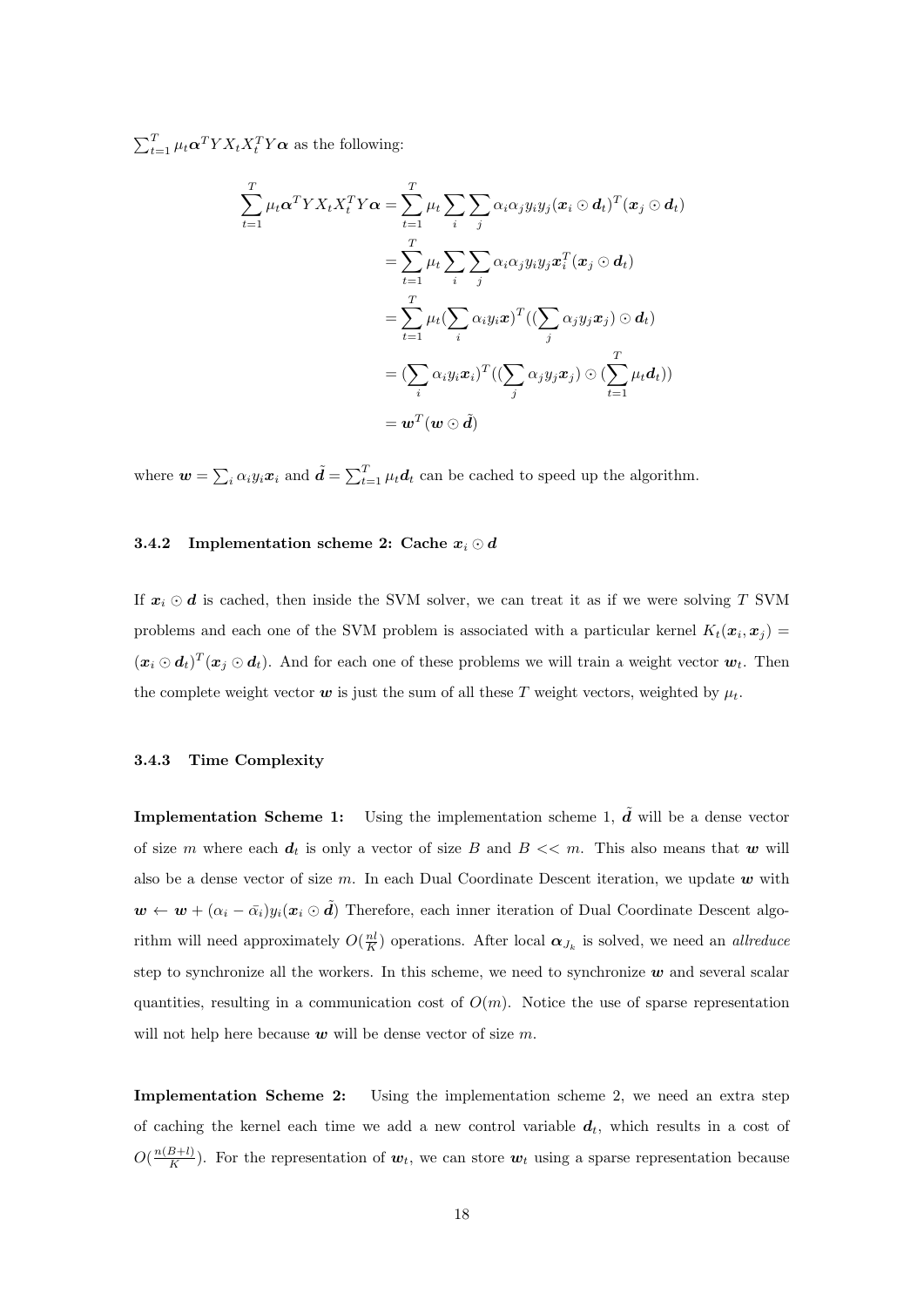$\sum_{t=1}^{T} \mu_t \boldsymbol{\alpha}^T Y X_t X_t^T Y \boldsymbol{\alpha}$ as the following:

$$
\begin{aligned}
\sum_{t=1}^{T} \mu_t \boldsymbol{\alpha}^T Y X_t X_t^T Y \boldsymbol{\alpha} &= \sum_{t=1}^{T} \mu_t \sum_i \sum_j \alpha_i \alpha_j y_i y_j (\boldsymbol{x}_i \odot \boldsymbol{d}_t)^T (\boldsymbol{x}_j \odot \boldsymbol{d}_t) \\
&= \sum_{t=1}^{T} \mu_t \sum_i \sum_j \alpha_i \alpha_j y_i y_j \boldsymbol{x}_i^T (\boldsymbol{x}_j \odot \boldsymbol{d}_t) \\
&= \sum_{t=1}^{T} \mu_t (\sum_i \alpha_i y_i \boldsymbol{x})^T ((\sum_j \alpha_j y_j \boldsymbol{x}_j) \odot \boldsymbol{d}_t) \\
&= (\sum_i \alpha_i y_i \boldsymbol{x}_i)^T ((\sum_j \alpha_j y_j \boldsymbol{x}_j) \odot (\sum_{t=1}^{T} \mu_t \boldsymbol{d}_t)) \\
&= \boldsymbol{w}^T (\boldsymbol{w} \odot \tilde{\boldsymbol{d}})
\end{aligned}
$$

where $\boldsymbol{w} = \sum_i \alpha_i y_i \boldsymbol{x}_i$ and $\tilde{\boldsymbol{d}} = \sum_{t=1}^{T} \mu_t \boldsymbol{d}_t$ can be cached to speed up the algorithm.

### 3.4.2 Implementation scheme 2: Cache $\boldsymbol{x}_i \odot \boldsymbol{d}$

If $\boldsymbol{x}_i \odot \boldsymbol{d}$ is cached, then inside the SVM solver, we can treat it as if we were solving $T$ SVM problems and each one of the SVM problem is associated with a particular kernel $K_t(\boldsymbol{x}_i, \boldsymbol{x}_j) = (\boldsymbol{x}_i \odot \boldsymbol{d}_t)^T (\boldsymbol{x}_j \odot \boldsymbol{d}_t)$. And for each one of these problems we will train a weight vector $\boldsymbol{w}_t$. Then the complete weight vector $\boldsymbol{w}$ is just the sum of all these $T$ weight vectors, weighted by $\mu_t$.

### 3.4.3 Time Complexity

**Implementation Scheme 1:** Using the implementation scheme 1, $\tilde{\boldsymbol{d}}$ will be a dense vector of size $m$ where each $\boldsymbol{d}_t$ is only a vector of size $B$ and $B << m$. This also means that $\boldsymbol{w}$ will also be a dense vector of size $m$. In each Dual Coordinate Descent iteration, we update $\boldsymbol{w}$ with $\boldsymbol{w} \leftarrow \boldsymbol{w} + (\alpha_i - \bar{\alpha_i}) y_i (\boldsymbol{x}_i \odot \tilde{\boldsymbol{d}})$ Therefore, each inner iteration of Dual Coordinate Descent algorithm will need approximately $O(\frac{nl}{K})$ operations. After local $\boldsymbol{\alpha}_{J_k}$ is solved, we need an *allreduce* step to synchronize all the workers. In this scheme, we need to synchronize $\boldsymbol{w}$ and several scalar quantities, resulting in a communication cost of $O(m)$. Notice the use of sparse representation will not help here because $\boldsymbol{w}$ will be dense vector of size $m$.

**Implementation Scheme 2:** Using the implementation scheme 2, we need an extra step of caching the kernel each time we add a new control variable $\boldsymbol{d}_t$, which results in a cost of $O(\frac{n(B+l)}{K})$. For the representation of $\boldsymbol{w}_t$, we can store $\boldsymbol{w}_t$ using a sparse representation because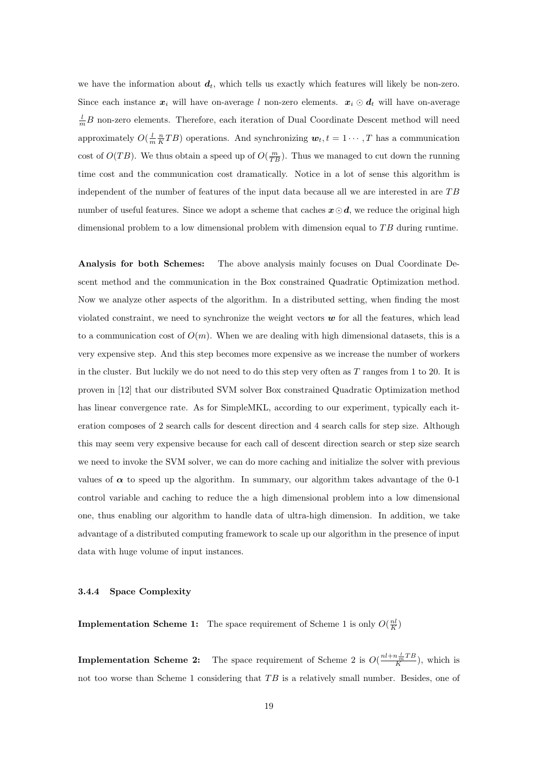we have the information about $\boldsymbol{d}_t$, which tells us exactly which features will likely be non-zero. Since each instance $\boldsymbol{x}_i$ will have on-average $l$ non-zero elements. $\boldsymbol{x}_i \odot \boldsymbol{d}_t$ will have on-average $\frac{l}{m}B$ non-zero elements. Therefore, each iteration of Dual Coordinate Descent method will need approximately $O(\frac{l}{m}\frac{n}{K}TB)$ operations. And synchronizing $\boldsymbol{w}_t, t = 1 \cdots, T$ has a communication cost of $O(TB)$. We thus obtain a speed up of $O(\frac{m}{TB})$. Thus we managed to cut down the running time cost and the communication cost dramatically. Notice in a lot of sense this algorithm is independent of the number of features of the input data because all we are interested in are $TB$ number of useful features. Since we adopt a scheme that caches $\boldsymbol{x} \odot \boldsymbol{d}$, we reduce the original high dimensional problem to a low dimensional problem with dimension equal to $TB$ during runtime.

**Analysis for both Schemes:** The above analysis mainly focuses on Dual Coordinate Descent method and the communication in the Box constrained Quadratic Optimization method. Now we analyze other aspects of the algorithm. In a distributed setting, when finding the most violated constraint, we need to synchronize the weight vectors $\boldsymbol{w}$ for all the features, which lead to a communication cost of $O(m)$. When we are dealing with high dimensional datasets, this is a very expensive step. And this step becomes more expensive as we increase the number of workers in the cluster. But luckily we do not need to do this step very often as $T$ ranges from 1 to 20. It is proven in [12] that our distributed SVM solver Box constrained Quadratic Optimization method has linear convergence rate. As for SimpleMKL, according to our experiment, typically each iteration composes of 2 search calls for descent direction and 4 search calls for step size. Although this may seem very expensive because for each call of descent direction search or step size search we need to invoke the SVM solver, we can do more caching and initialize the solver with previous values of $\boldsymbol{\alpha}$ to speed up the algorithm. In summary, our algorithm takes advantage of the 0-1 control variable and caching to reduce the a high dimensional problem into a low dimensional one, thus enabling our algorithm to handle data of ultra-high dimension. In addition, we take advantage of a distributed computing framework to scale up our algorithm in the presence of input data with huge volume of input instances.

#### 3.4.4 Space Complexity

**Implementation Scheme 1:** The space requirement of Scheme 1 is only $O(\frac{nl}{K})$

**Implementation Scheme 2:** The space requirement of Scheme 2 is $O(\frac{nl+n\frac{l}{m}TB}{K})$, which is not too worse than Scheme 1 considering that $TB$ is a relatively small number. Besides, one of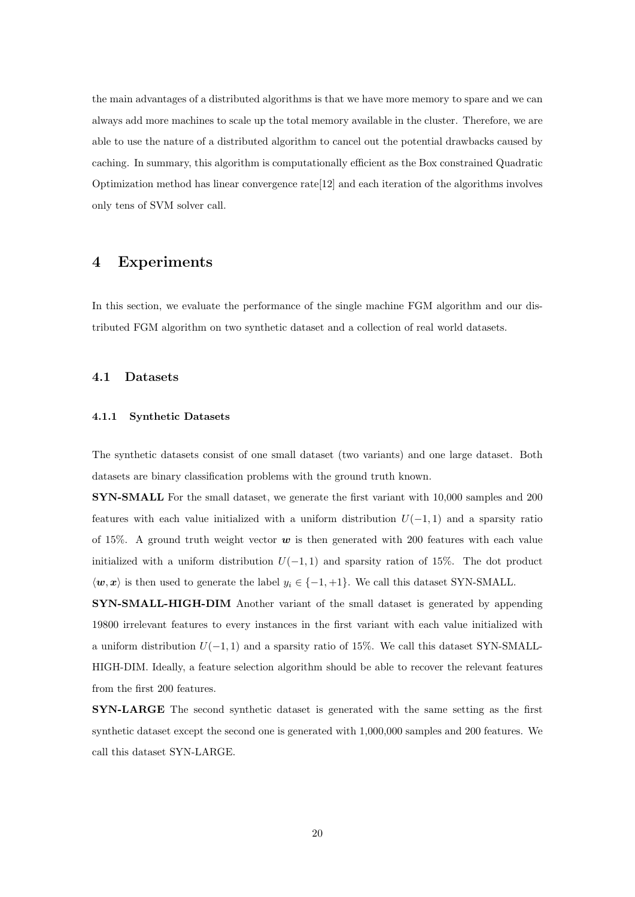the main advantages of a distributed algorithms is that we have more memory to spare and we can always add more machines to scale up the total memory available in the cluster. Therefore, we are able to use the nature of a distributed algorithm to cancel out the potential drawbacks caused by caching. In summary, this algorithm is computationally efficient as the Box constrained Quadratic Optimization method has linear convergence rate[12] and each iteration of the algorithms involves only tens of SVM solver call.

# 4 Experiments

In this section, we evaluate the performance of the single machine FGM algorithm and our distributed FGM algorithm on two synthetic dataset and a collection of real world datasets.

## 4.1 Datasets

### 4.1.1 Synthetic Datasets

The synthetic datasets consist of one small dataset (two variants) and one large dataset. Both datasets are binary classification problems with the ground truth known.

**SYN-SMALL** For the small dataset, we generate the first variant with 10,000 samples and 200 features with each value initialized with a uniform distribution $U(-1, 1)$ and a sparsity ratio of 15%. A ground truth weight vector $\boldsymbol{w}$ is then generated with 200 features with each value initialized with a uniform distribution $U(-1, 1)$ and sparsity ration of 15%. The dot product $\langle \boldsymbol{w}, \boldsymbol{x} \rangle$ is then used to generate the label $y_i \in \{-1, +1\}$. We call this dataset SYN-SMALL.

**SYN-SMALL-HIGH-DIM** Another variant of the small dataset is generated by appending 19800 irrelevant features to every instances in the first variant with each value initialized with a uniform distribution $U(-1, 1)$ and a sparsity ratio of 15%. We call this dataset SYN-SMALL-HIGH-DIM. Ideally, a feature selection algorithm should be able to recover the relevant features from the first 200 features.

**SYN-LARGE** The second synthetic dataset is generated with the same setting as the first synthetic dataset except the second one is generated with 1,000,000 samples and 200 features. We call this dataset SYN-LARGE.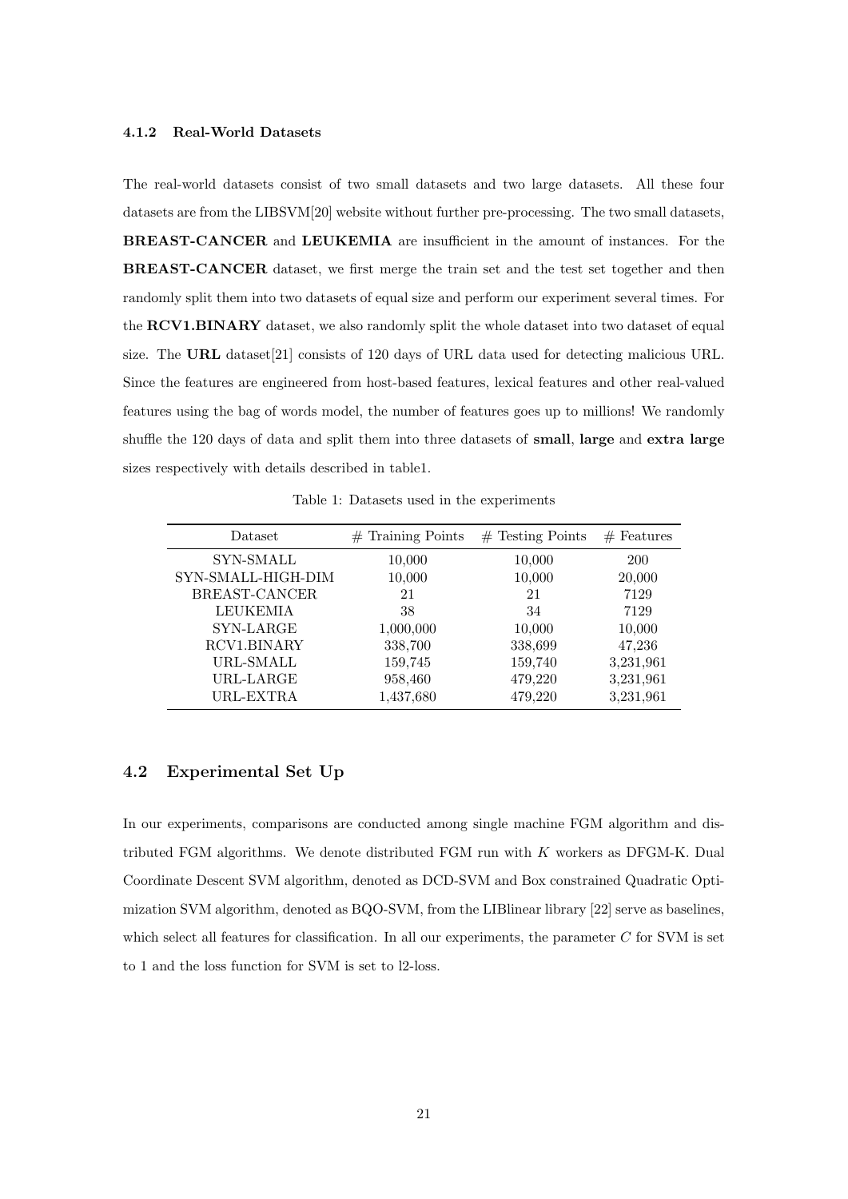### 4.1.2 Real-World Datasets

The real-world datasets consist of two small datasets and two large datasets. All these four datasets are from the LIBSVM[20] website without further pre-processing. The two small datasets, **BREAST-CANCER** and **LEUKEMIA** are insufficient in the amount of instances. For the **BREAST-CANCER** dataset, we first merge the train set and the test set together and then randomly split them into two datasets of equal size and perform our experiment several times. For the **RCV1.BINARY** dataset, we also randomly split the whole dataset into two dataset of equal size. The **URL** dataset[21] consists of 120 days of URL data used for detecting malicious URL. Since the features are engineered from host-based features, lexical features and other real-valued features using the bag of words model, the number of features goes up to millions! We randomly shuffle the 120 days of data and split them into three datasets of **small**, **large** and **extra large** sizes respectively with details described in table1.

Table 1: Datasets used in the experiments

| Dataset | # Training Points | # Testing Points | # Features |
|---|---|---|---|
| SYN-SMALL | 10,000 | 10,000 | 200 |
| SYN-SMALL-HIGH-DIM | 10,000 | 10,000 | 20,000 |
| BREAST-CANCER | 21 | 21 | 7129 |
| LEUKEMIA | 38 | 34 | 7129 |
| SYN-LARGE | 1,000,000 | 10,000 | 10,000 |
| RCV1.BINARY | 338,700 | 338,699 | 47,236 |
| URL-SMALL | 159,745 | 159,740 | 3,231,961 |
| URL-LARGE | 958,460 | 479,220 | 3,231,961 |
| URL-EXTRA | 1,437,680 | 479,220 | 3,231,961 |

## 4.2 Experimental Set Up

In our experiments, comparisons are conducted among single machine FGM algorithm and distributed FGM algorithms. We denote distributed FGM run with $K$ workers as DFGM-K. Dual Coordinate Descent SVM algorithm, denoted as DCD-SVM and Box constrained Quadratic Optimization SVM algorithm, denoted as BQO-SVM, from the LIBlinear library [22] serve as baselines, which select all features for classification. In all our experiments, the parameter $C$ for SVM is set to 1 and the loss function for SVM is set to l2-loss.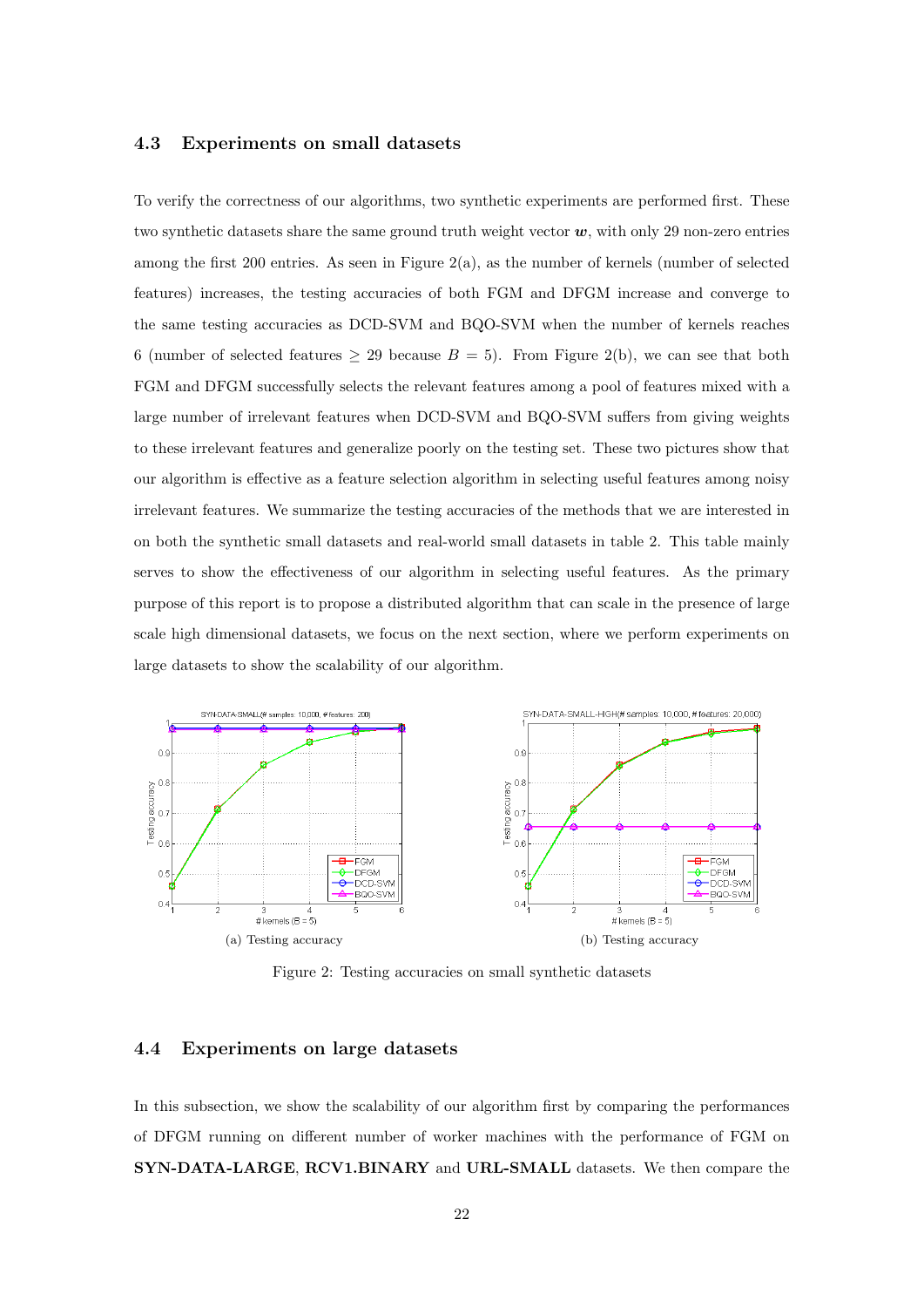### 4.3 Experiments on small datasets

To verify the correctness of our algorithms, two synthetic experiments are performed first. These two synthetic datasets share the same ground truth weight vector $\boldsymbol{w}$, with only 29 non-zero entries among the first 200 entries. As seen in Figure 2(a), as the number of kernels (number of selected features) increases, the testing accuracies of both FGM and DFGM increase and converge to the same testing accuracies as DCD-SVM and BQO-SVM when the number of kernels reaches 6 (number of selected features $\geq 29$ because $B = 5$). From Figure 2(b), we can see that both FGM and DFGM successfully selects the relevant features among a pool of features mixed with a large number of irrelevant features when DCD-SVM and BQO-SVM suffers from giving weights to these irrelevant features and generalize poorly on the testing set. These two pictures show that our algorithm is effective as a feature selection algorithm in selecting useful features among noisy irrelevant features. We summarize the testing accuracies of the methods that we are interested in on both the synthetic small datasets and real-world small datasets in table 2. This table mainly serves to show the effectiveness of our algorithm in selecting useful features. As the primary purpose of this report is to propose a distributed algorithm that can scale in the presence of large scale high dimensional datasets, we focus on the next section, where we perform experiments on large datasets to show the scalability of our algorithm.

(a) Testing accuracy

(b) Testing accuracy

Figure 2: Testing accuracies on small synthetic datasets

### 4.4 Experiments on large datasets

In this subsection, we show the scalability of our algorithm first by comparing the performances of DFGM running on different number of worker machines with the performance of FGM on **SYN-DATA-LARGE**, **RCV1.BINARY** and **URL-SMALL** datasets. We then compare the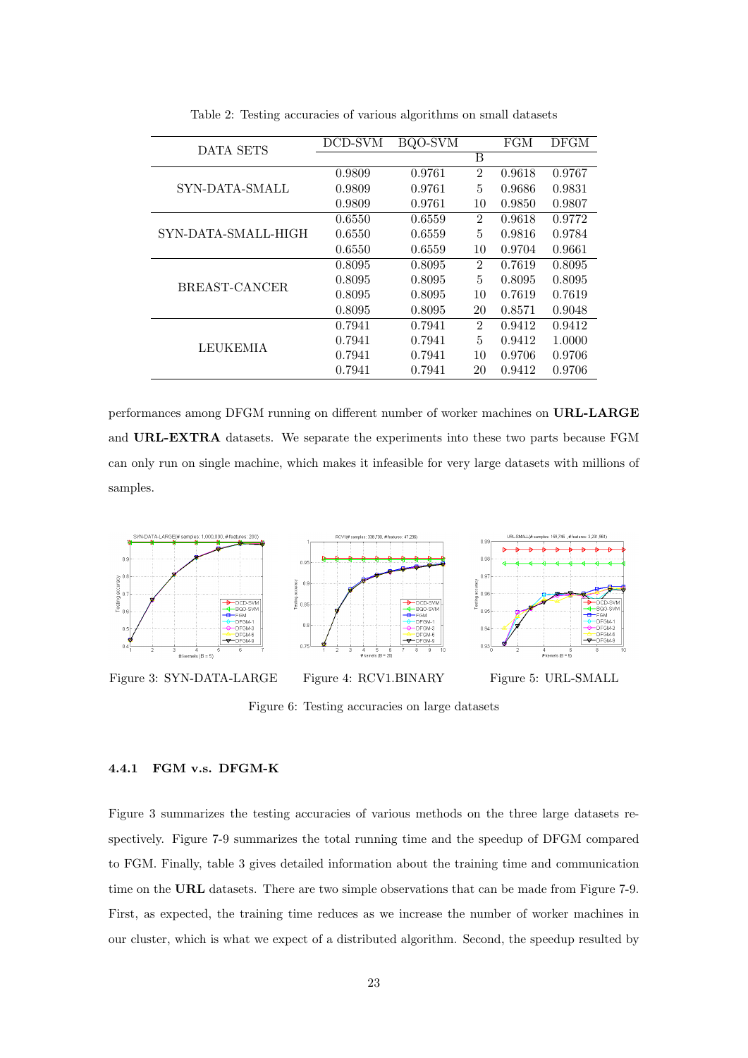Table 2: Testing accuracies of various algorithms on small datasets

| DATA SETS | DCD-SVM | BQO-SVM | | FGM | DFGM |
|---|---|---|---|---|---|
| | | | B | | |
| SYN-DATA-SMALL | 0.9809 | 0.9761 | 2 | 0.9618 | 0.9767 |
| | 0.9809 | 0.9761 | 5 | 0.9686 | 0.9831 |
| | 0.9809 | 0.9761 | 10 | 0.9850 | 0.9807 |
| SYN-DATA-SMALL-HIGH | 0.6550 | 0.6559 | 2 | 0.9618 | 0.9772 |
| | 0.6550 | 0.6559 | 5 | 0.9816 | 0.9784 |
| | 0.6550 | 0.6559 | 10 | 0.9704 | 0.9661 |
| BREAST-CANCER | 0.8095 | 0.8095 | 2 | 0.7619 | 0.8095 |
| | 0.8095 | 0.8095 | 5 | 0.8095 | 0.8095 |
| | 0.8095 | 0.8095 | 10 | 0.7619 | 0.7619 |
| | 0.8095 | 0.8095 | 20 | 0.8571 | 0.9048 |
| LEUKEMIA | 0.7941 | 0.7941 | 2 | 0.9412 | 0.9412 |
| | 0.7941 | 0.7941 | 5 | 0.9412 | 1.0000 |
| | 0.7941 | 0.7941 | 10 | 0.9706 | 0.9706 |
| | 0.7941 | 0.7941 | 20 | 0.9412 | 0.9706 |

performances among DFGM running on different number of worker machines on **URL-LARGE** and **URL-EXTRA** datasets. We separate the experiments into these two parts because FGM can only run on single machine, which makes it infeasible for very large datasets with millions of samples.

Figure 3: SYN-DATA-LARGE

Figure 4: RCV1.BINARY

Figure 5: URL-SMALL

Figure 6: Testing accuracies on large datasets

#### 4.4.1 FGM v.s. DFGM-K

Figure 3 summarizes the testing accuracies of various methods on the three large datasets respectively. Figure 7-9 summarizes the total running time and the speedup of DFGM compared to FGM. Finally, table 3 gives detailed information about the training time and communication time on the **URL** datasets. There are two simple observations that can be made from Figure 7-9. First, as expected, the training time reduces as we increase the number of worker machines in our cluster, which is what we expect of a distributed algorithm. Second, the speedup resulted by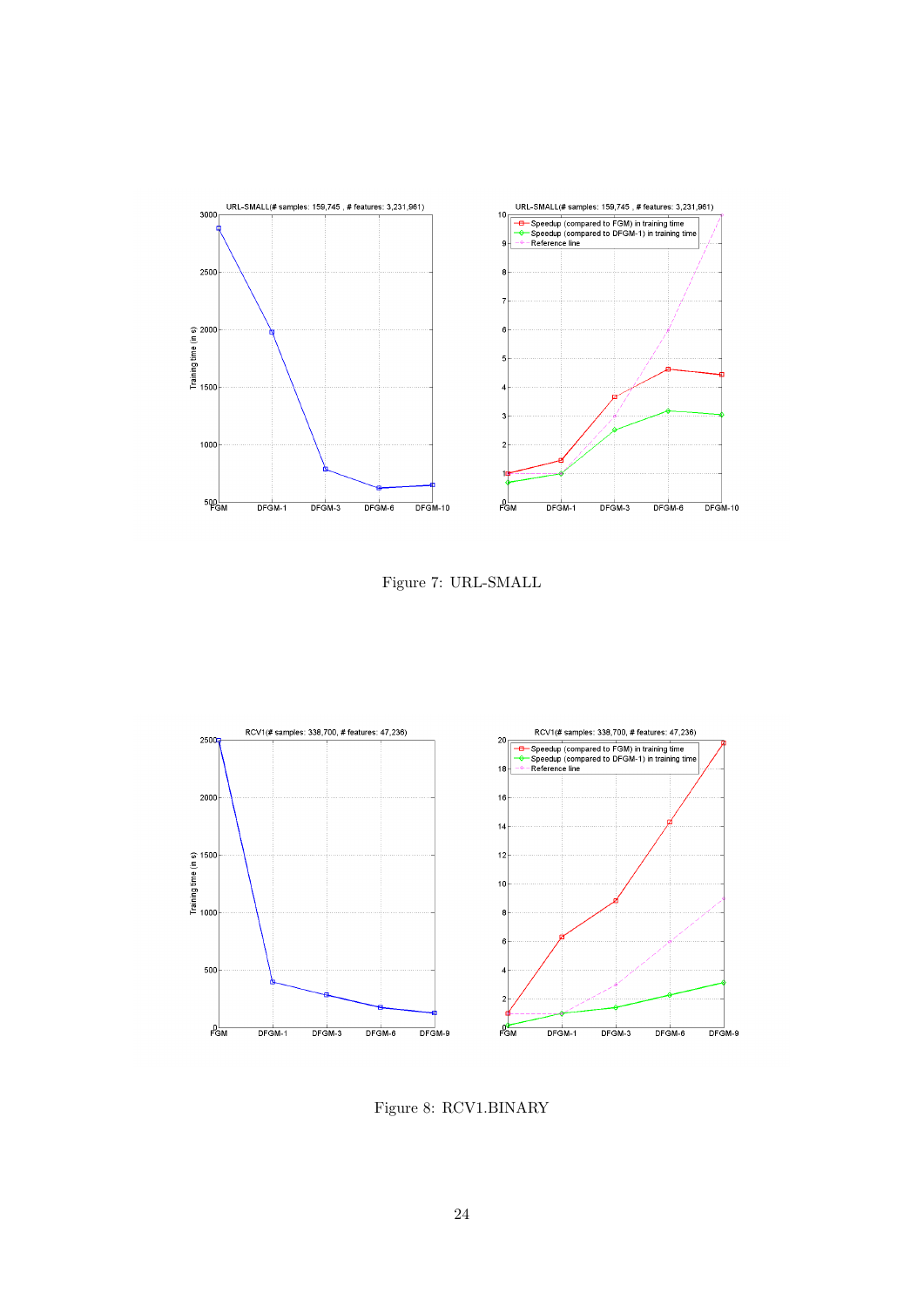Figure 7: URL-SMALL

Figure 8: RCV1.BINARY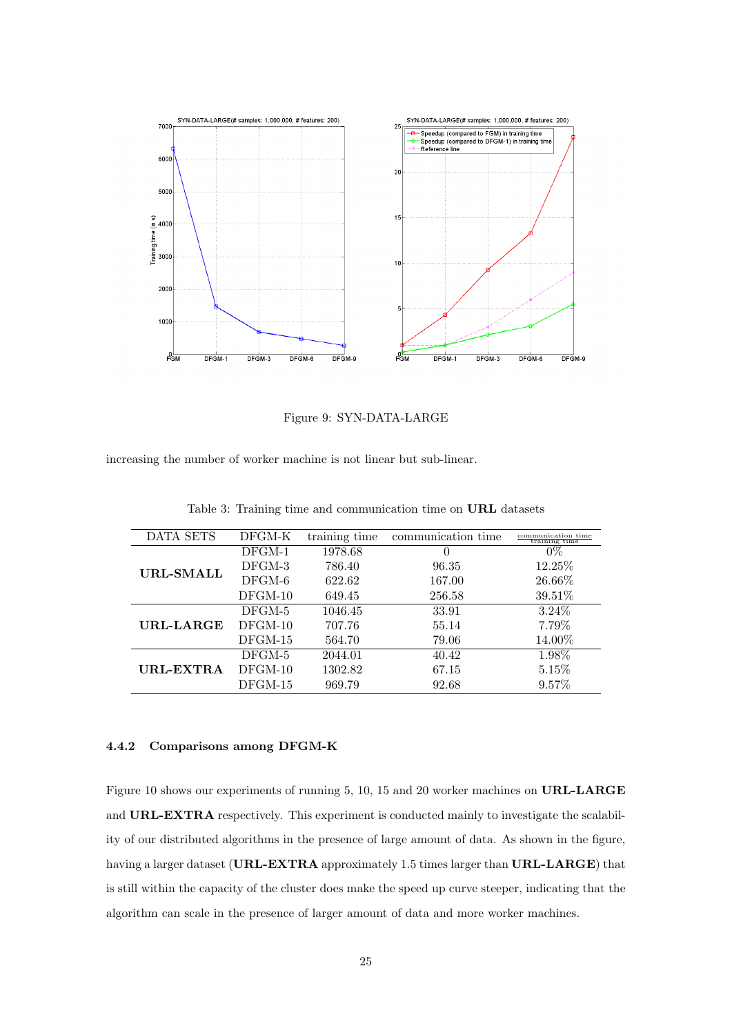Figure 9: SYN-DATA-LARGE

increasing the number of worker machine is not linear but sub-linear.

Table 3: Training time and communication time on **URL** datasets

| DATA SETS | DFGM-K | training time | communication time | $\frac{\text{communication time}}{\text{training time}}$ |
|---|---|---|---|---|
| **URL-SMALL** | DFGM-1 | 1978.68 | 0 | 0% |
| | DFGM-3 | 786.40 | 96.35 | 12.25% |
| | DFGM-6 | 622.62 | 167.00 | 26.66% |
| | DFGM-10 | 649.45 | 256.58 | 39.51% |
| **URL-LARGE** | DFGM-5 | 1046.45 | 33.91 | 3.24% |
| | DFGM-10 | 707.76 | 55.14 | 7.79% |
| | DFGM-15 | 564.70 | 79.06 | 14.00% |
| **URL-EXTRA** | DFGM-5 | 2044.01 | 40.42 | 1.98% |
| | DFGM-10 | 1302.82 | 67.15 | 5.15% |
| | DFGM-15 | 969.79 | 92.68 | 9.57% |

### 4.4.2 Comparisons among DFGM-K

Figure 10 shows our experiments of running 5, 10, 15 and 20 worker machines on **URL-LARGE** and **URL-EXTRA** respectively. This experiment is conducted mainly to investigate the scalability of our distributed algorithms in the presence of large amount of data. As shown in the figure, having a larger dataset (**URL-EXTRA** approximately 1.5 times larger than **URL-LARGE**) that is still within the capacity of the cluster does make the speed up curve steeper, indicating that the algorithm can scale in the presence of larger amount of data and more worker machines.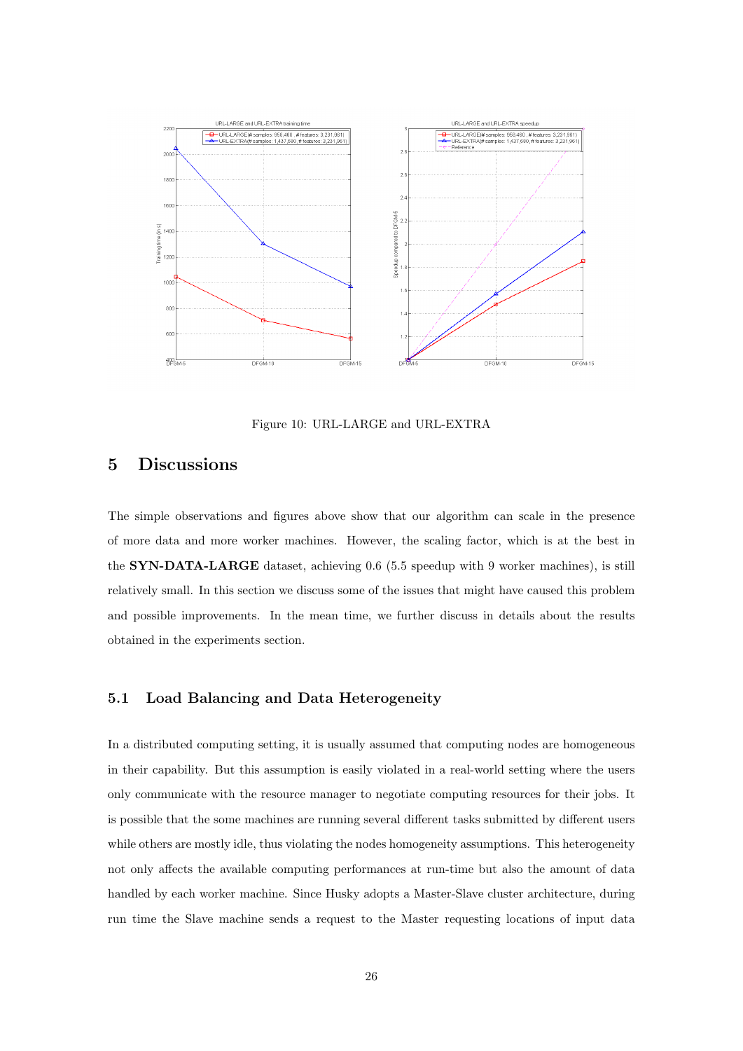Figure 10: URL-LARGE and URL-EXTRA

# 5 Discussions

The simple observations and figures above show that our algorithm can scale in the presence of more data and more worker machines. However, the scaling factor, which is at the best in the **SYN-DATA-LARGE** dataset, achieving 0.6 (5.5 speedup with 9 worker machines), is still relatively small. In this section we discuss some of the issues that might have caused this problem and possible improvements. In the mean time, we further discuss in details about the results obtained in the experiments section.

## 5.1 Load Balancing and Data Heterogeneity

In a distributed computing setting, it is usually assumed that computing nodes are homogeneous in their capability. But this assumption is easily violated in a real-world setting where the users only communicate with the resource manager to negotiate computing resources for their jobs. It is possible that the some machines are running several different tasks submitted by different users while others are mostly idle, thus violating the nodes homogeneity assumptions. This heterogeneity not only affects the available computing performances at run-time but also the amount of data handled by each worker machine. Since Husky adopts a Master-Slave cluster architecture, during run time the Slave machine sends a request to the Master requesting locations of input data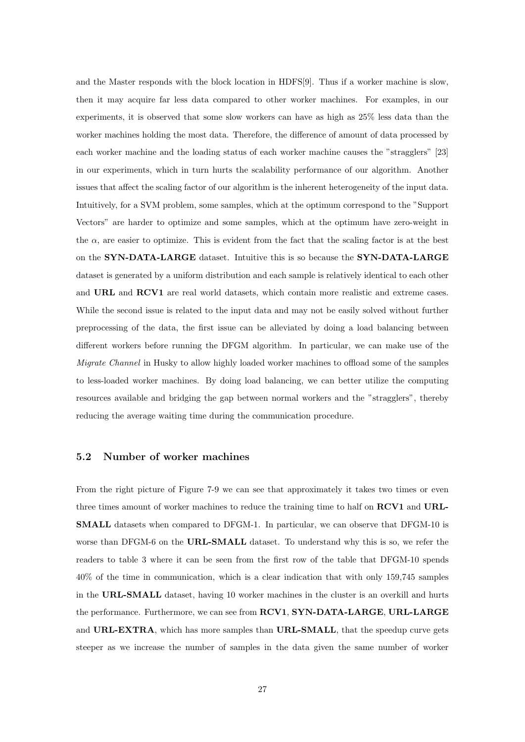and the Master responds with the block location in HDFS[9]. Thus if a worker machine is slow, then it may acquire far less data compared to other worker machines. For examples, in our experiments, it is observed that some slow workers can have as high as 25% less data than the worker machines holding the most data. Therefore, the difference of amount of data processed by each worker machine and the loading status of each worker machine causes the "stragglers" [23] in our experiments, which in turn hurts the scalability performance of our algorithm. Another issues that affect the scaling factor of our algorithm is the inherent heterogeneity of the input data. Intuitively, for a SVM problem, some samples, which at the optimum correspond to the "Support Vectors" are harder to optimize and some samples, which at the optimum have zero-weight in the $\alpha$, are easier to optimize. This is evident from the fact that the scaling factor is at the best on the **SYN-DATA-LARGE** dataset. Intuitive this is so because the **SYN-DATA-LARGE** dataset is generated by a uniform distribution and each sample is relatively identical to each other and **URL** and **RCV1** are real world datasets, which contain more realistic and extreme cases. While the second issue is related to the input data and may not be easily solved without further preprocessing of the data, the first issue can be alleviated by doing a load balancing between different workers before running the DFGM algorithm. In particular, we can make use of the *Migrate Channel* in Husky to allow highly loaded worker machines to offload some of the samples to less-loaded worker machines. By doing load balancing, we can better utilize the computing resources available and bridging the gap between normal workers and the "stragglers", thereby reducing the average waiting time during the communication procedure.

### 5.2 Number of worker machines

From the right picture of Figure 7-9 we can see that approximately it takes two times or even three times amount of worker machines to reduce the training time to half on **RCV1** and **URL-SMALL** datasets when compared to DFGM-1. In particular, we can observe that DFGM-10 is worse than DFGM-6 on the **URL-SMALL** dataset. To understand why this is so, we refer the readers to table 3 where it can be seen from the first row of the table that DFGM-10 spends 40% of the time in communication, which is a clear indication that with only 159,745 samples in the **URL-SMALL** dataset, having 10 worker machines in the cluster is an overkill and hurts the performance. Furthermore, we can see from **RCV1**, **SYN-DATA-LARGE**, **URL-LARGE** and **URL-EXTRA**, which has more samples than **URL-SMALL**, that the speedup curve gets steeper as we increase the number of samples in the data given the same number of worker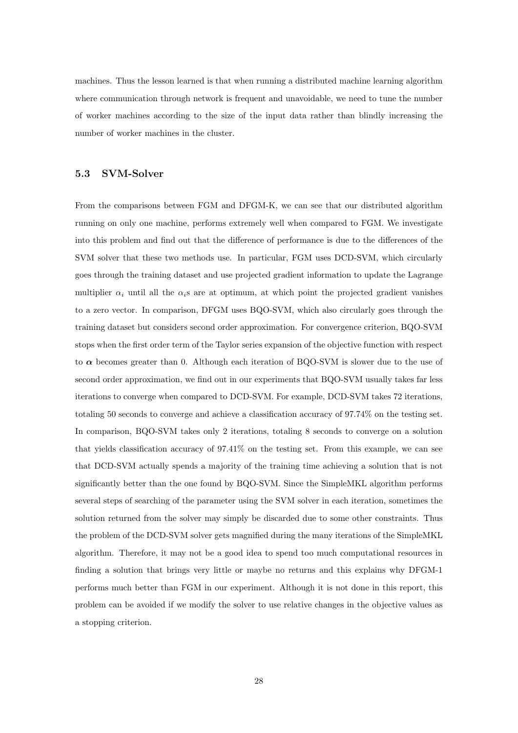machines. Thus the lesson learned is that when running a distributed machine learning algorithm where communication through network is frequent and unavoidable, we need to tune the number of worker machines according to the size of the input data rather than blindly increasing the number of worker machines in the cluster.

### 5.3 SVM-Solver

From the comparisons between FGM and DFGM-K, we can see that our distributed algorithm running on only one machine, performs extremely well when compared to FGM. We investigate into this problem and find out that the difference of performance is due to the differences of the SVM solver that these two methods use. In particular, FGM uses DCD-SVM, which circularly goes through the training dataset and use projected gradient information to update the Lagrange multiplier $\alpha_i$ until all the $\alpha_i$s are at optimum, at which point the projected gradient vanishes to a zero vector. In comparison, DFGM uses BQO-SVM, which also circularly goes through the training dataset but considers second order approximation. For convergence criterion, BQO-SVM stops when the first order term of the Taylor series expansion of the objective function with respect to $\boldsymbol{\alpha}$ becomes greater than 0. Although each iteration of BQO-SVM is slower due to the use of second order approximation, we find out in our experiments that BQO-SVM usually takes far less iterations to converge when compared to DCD-SVM. For example, DCD-SVM takes 72 iterations, totaling 50 seconds to converge and achieve a classification accuracy of 97.74% on the testing set. In comparison, BQO-SVM takes only 2 iterations, totaling 8 seconds to converge on a solution that yields classification accuracy of 97.41% on the testing set. From this example, we can see that DCD-SVM actually spends a majority of the training time achieving a solution that is not significantly better than the one found by BQO-SVM. Since the SimpleMKL algorithm performs several steps of searching of the parameter using the SVM solver in each iteration, sometimes the solution returned from the solver may simply be discarded due to some other constraints. Thus the problem of the DCD-SVM solver gets magnified during the many iterations of the SimpleMKL algorithm. Therefore, it may not be a good idea to spend too much computational resources in finding a solution that brings very little or maybe no returns and this explains why DFGM-1 performs much better than FGM in our experiment. Although it is not done in this report, this problem can be avoided if we modify the solver to use relative changes in the objective values as a stopping criterion.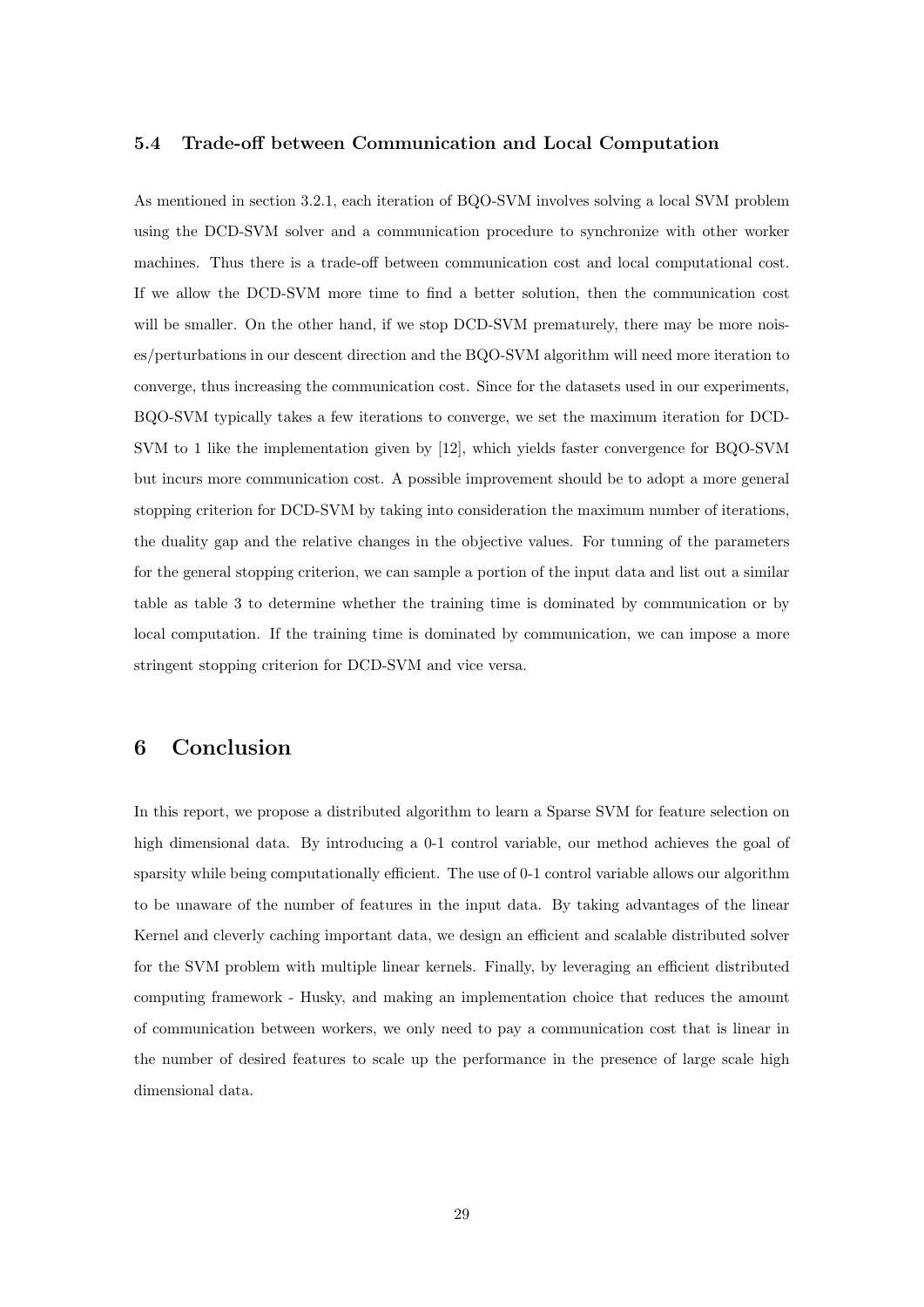### 5.4 Trade-off between Communication and Local Computation

As mentioned in section 3.2.1, each iteration of BQO-SVM involves solving a local SVM problem using the DCD-SVM solver and a communication procedure to synchronize with other worker machines. Thus there is a trade-off between communication cost and local computational cost. If we allow the DCD-SVM more time to find a better solution, then the communication cost will be smaller. On the other hand, if we stop DCD-SVM prematurely, there may be more noises/perturbations in our descent direction and the BQO-SVM algorithm will need more iteration to converge, thus increasing the communication cost. Since for the datasets used in our experiments, BQO-SVM typically takes a few iterations to converge, we set the maximum iteration for DCD-SVM to 1 like the implementation given by [12], which yields faster convergence for BQO-SVM but incurs more communication cost. A possible improvement should be to adopt a more general stopping criterion for DCD-SVM by taking into consideration the maximum number of iterations, the duality gap and the relative changes in the objective values. For tunning of the parameters for the general stopping criterion, we can sample a portion of the input data and list out a similar table as table 3 to determine whether the training time is dominated by communication or by local computation. If the training time is dominated by communication, we can impose a more stringent stopping criterion for DCD-SVM and vice versa.

## 6 Conclusion

In this report, we propose a distributed algorithm to learn a Sparse SVM for feature selection on high dimensional data. By introducing a 0-1 control variable, our method achieves the goal of sparsity while being computationally efficient. The use of 0-1 control variable allows our algorithm to be unaware of the number of features in the input data. By taking advantages of the linear Kernel and cleverly caching important data, we design an efficient and scalable distributed solver for the SVM problem with multiple linear kernels. Finally, by leveraging an efficient distributed computing framework - Husky, and making an implementation choice that reduces the amount of communication between workers, we only need to pay a communication cost that is linear in the number of desired features to scale up the performance in the presence of large scale high dimensional data.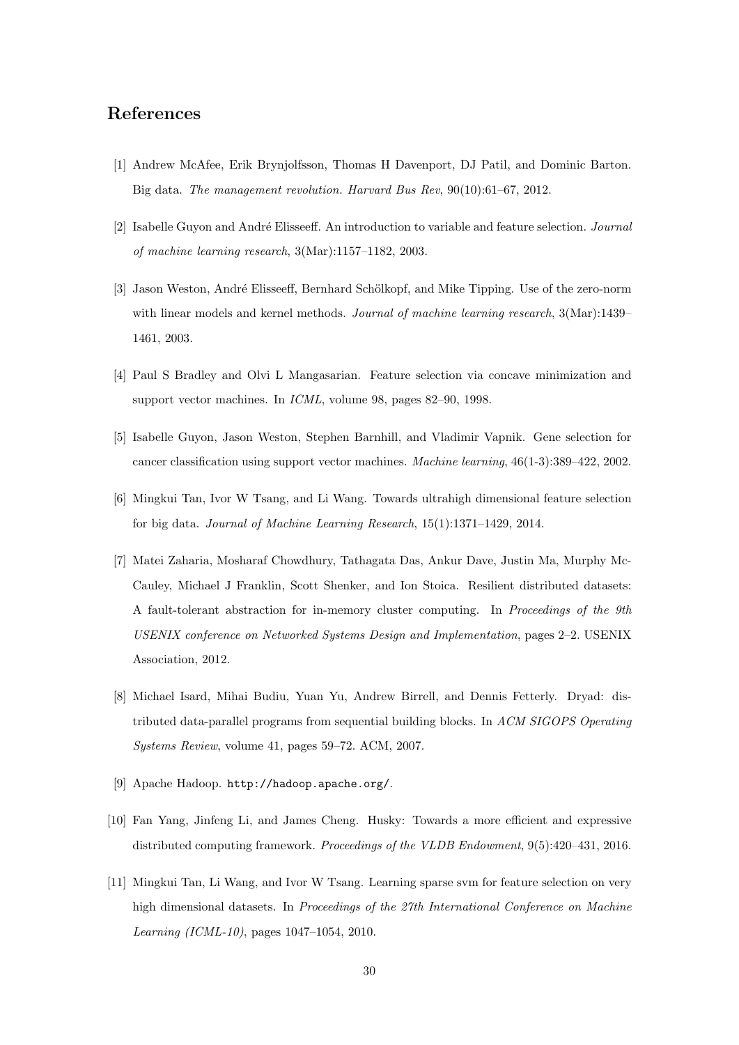## References

[1] Andrew McAfee, Erik Brynjolfsson, Thomas H Davenport, DJ Patil, and Dominic Barton. Big data. *The management revolution. Harvard Bus Rev*, 90(10):61–67, 2012.

[2] Isabelle Guyon and André Elisseeff. An introduction to variable and feature selection. *Journal of machine learning research*, 3(Mar):1157–1182, 2003.

[3] Jason Weston, André Elisseeff, Bernhard Schölkopf, and Mike Tipping. Use of the zero-norm with linear models and kernel methods. *Journal of machine learning research*, 3(Mar):1439–1461, 2003.

[4] Paul S Bradley and Olvi L Mangasarian. Feature selection via concave minimization and support vector machines. In *ICML*, volume 98, pages 82–90, 1998.

[5] Isabelle Guyon, Jason Weston, Stephen Barnhill, and Vladimir Vapnik. Gene selection for cancer classification using support vector machines. *Machine learning*, 46(1-3):389–422, 2002.

[6] Mingkui Tan, Ivor W Tsang, and Li Wang. Towards ultrahigh dimensional feature selection for big data. *Journal of Machine Learning Research*, 15(1):1371–1429, 2014.

[7] Matei Zaharia, Mosharaf Chowdhury, Tathagata Das, Ankur Dave, Justin Ma, Murphy McCauley, Michael J Franklin, Scott Shenker, and Ion Stoica. Resilient distributed datasets: A fault-tolerant abstraction for in-memory cluster computing. In *Proceedings of the 9th USENIX conference on Networked Systems Design and Implementation*, pages 2–2. USENIX Association, 2012.

[8] Michael Isard, Mihai Budiu, Yuan Yu, Andrew Birrell, and Dennis Fetterly. Dryad: distributed data-parallel programs from sequential building blocks. In *ACM SIGOPS Operating Systems Review*, volume 41, pages 59–72. ACM, 2007.

[9] Apache Hadoop. `http://hadoop.apache.org/`.

[10] Fan Yang, Jinfeng Li, and James Cheng. Husky: Towards a more efficient and expressive distributed computing framework. *Proceedings of the VLDB Endowment*, 9(5):420–431, 2016.

[11] Mingkui Tan, Li Wang, and Ivor W Tsang. Learning sparse svm for feature selection on very high dimensional datasets. In *Proceedings of the 27th International Conference on Machine Learning (ICML-10)*, pages 1047–1054, 2010.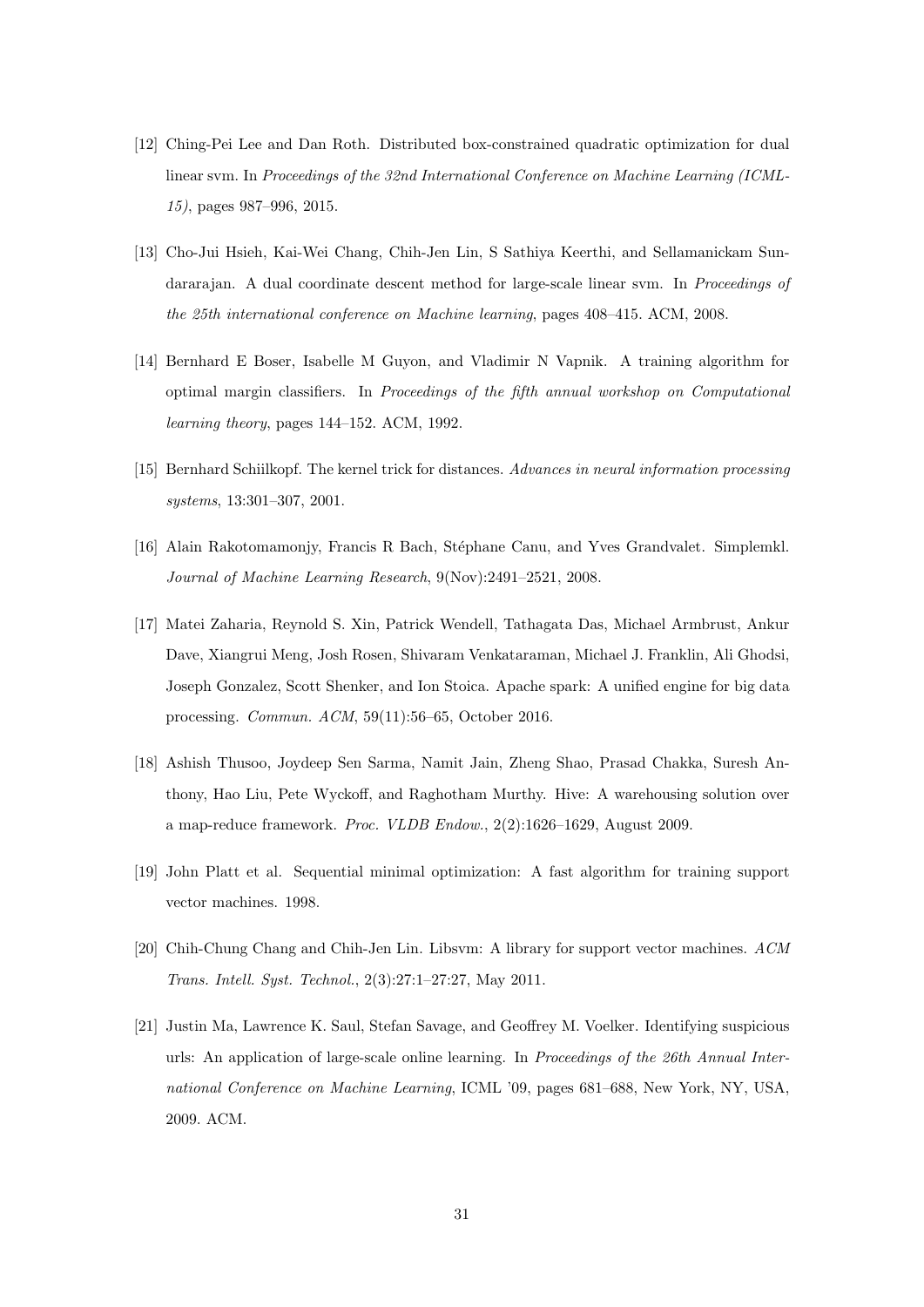[12] Ching-Pei Lee and Dan Roth. Distributed box-constrained quadratic optimization for dual linear svm. In *Proceedings of the 32nd International Conference on Machine Learning (ICML-15)*, pages 987–996, 2015.

[13] Cho-Jui Hsieh, Kai-Wei Chang, Chih-Jen Lin, S Sathiya Keerthi, and Sellamanickam Sundararajan. A dual coordinate descent method for large-scale linear svm. In *Proceedings of the 25th international conference on Machine learning*, pages 408–415. ACM, 2008.

[14] Bernhard E Boser, Isabelle M Guyon, and Vladimir N Vapnik. A training algorithm for optimal margin classifiers. In *Proceedings of the fifth annual workshop on Computational learning theory*, pages 144–152. ACM, 1992.

[15] Bernhard Schiilkopf. The kernel trick for distances. *Advances in neural information processing systems*, 13:301–307, 2001.

[16] Alain Rakotomamonjy, Francis R Bach, Stéphane Canu, and Yves Grandvalet. Simplemkl. *Journal of Machine Learning Research*, 9(Nov):2491–2521, 2008.

[17] Matei Zaharia, Reynold S. Xin, Patrick Wendell, Tathagata Das, Michael Armbrust, Ankur Dave, Xiangrui Meng, Josh Rosen, Shivaram Venkataraman, Michael J. Franklin, Ali Ghodsi, Joseph Gonzalez, Scott Shenker, and Ion Stoica. Apache spark: A unified engine for big data processing. *Commun. ACM*, 59(11):56–65, October 2016.

[18] Ashish Thusoo, Joydeep Sen Sarma, Namit Jain, Zheng Shao, Prasad Chakka, Suresh Anthony, Hao Liu, Pete Wyckoff, and Raghotham Murthy. Hive: A warehousing solution over a map-reduce framework. *Proc. VLDB Endow.*, 2(2):1626–1629, August 2009.

[19] John Platt et al. Sequential minimal optimization: A fast algorithm for training support vector machines. 1998.

[20] Chih-Chung Chang and Chih-Jen Lin. Libsvm: A library for support vector machines. *ACM Trans. Intell. Syst. Technol.*, 2(3):27:1–27:27, May 2011.

[21] Justin Ma, Lawrence K. Saul, Stefan Savage, and Geoffrey M. Voelker. Identifying suspicious urls: An application of large-scale online learning. In *Proceedings of the 26th Annual International Conference on Machine Learning*, ICML '09, pages 681–688, New York, NY, USA, 2009. ACM.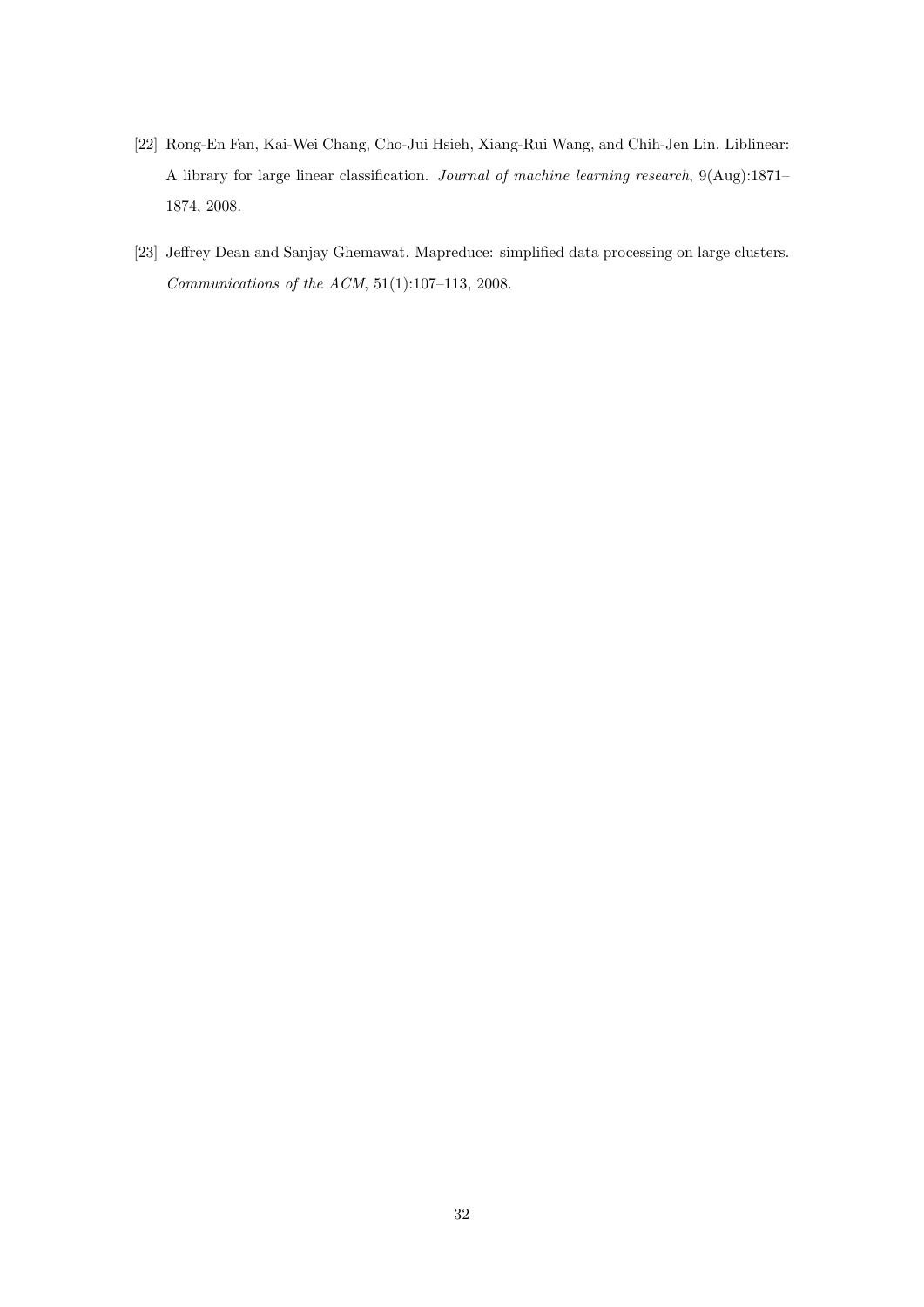[22] Rong-En Fan, Kai-Wei Chang, Cho-Jui Hsieh, Xiang-Rui Wang, and Chih-Jen Lin. Liblinear: A library for large linear classification. *Journal of machine learning research*, 9(Aug):1871–1874, 2008.

[23] Jeffrey Dean and Sanjay Ghemawat. Mapreduce: simplified data processing on large clusters. *Communications of the ACM*, 51(1):107–113, 2008.